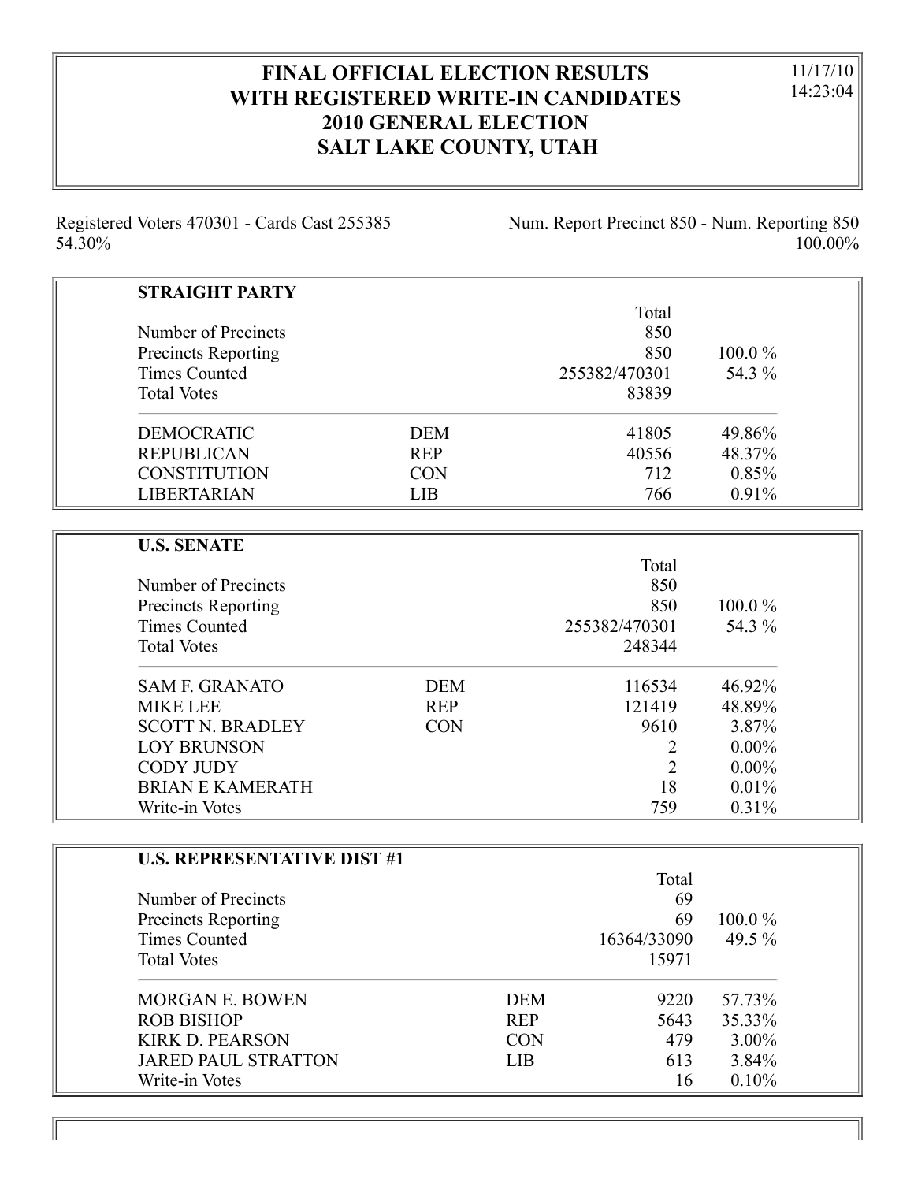# FINAL OFFICIAL ELECTION RESULTS WITH REGISTERED WRITE-IN CANDIDATES 2010 GENERAL ELECTION SALT LAKE COUNTY, UTAH

11/17/10
14:23:04

Registered Voters 470301 - Cards Cast 255385 54.30%

Num. Report Precinct 850 - Num. Reporting 850 100.00%

## STRAIGHT PARTY

| | | Total | |
|---|---|---|---|
| Number of Precincts | | 850 | |
| Precincts Reporting | | 850 | 100.0 % |
| Times Counted | | 255382/470301 | 54.3 % |
| Total Votes | | 83839 | |
| DEMOCRATIC | DEM | 41805 | 49.86% |
| REPUBLICAN | REP | 40556 | 48.37% |
| CONSTITUTION | CON | 712 | 0.85% |
| LIBERTARIAN | LIB | 766 | 0.91% |

## U.S. SENATE

| | | Total | |
|---|---|---|---|
| Number of Precincts | | 850 | |
| Precincts Reporting | | 850 | 100.0 % |
| Times Counted | | 255382/470301 | 54.3 % |
| Total Votes | | 248344 | |
| SAM F. GRANATO | DEM | 116534 | 46.92% |
| MIKE LEE | REP | 121419 | 48.89% |
| SCOTT N. BRADLEY | CON | 9610 | 3.87% |
| LOY BRUNSON | | 2 | 0.00% |
| CODY JUDY | | 2 | 0.00% |
| BRIAN E KAMERATH | | 18 | 0.01% |
| Write-in Votes | | 759 | 0.31% |

## U.S. REPRESENTATIVE DIST #1

| | | Total | |
|---|---|---|---|
| Number of Precincts | | 69 | |
| Precincts Reporting | | 69 | 100.0 % |
| Times Counted | | 16364/33090 | 49.5 % |
| Total Votes | | 15971 | |
| MORGAN E. BOWEN | DEM | 9220 | 57.73% |
| ROB BISHOP | REP | 5643 | 35.33% |
| KIRK D. PEARSON | CON | 479 | 3.00% |
| JARED PAUL STRATTON | LIB | 613 | 3.84% |
| Write-in Votes | | 16 | 0.10% |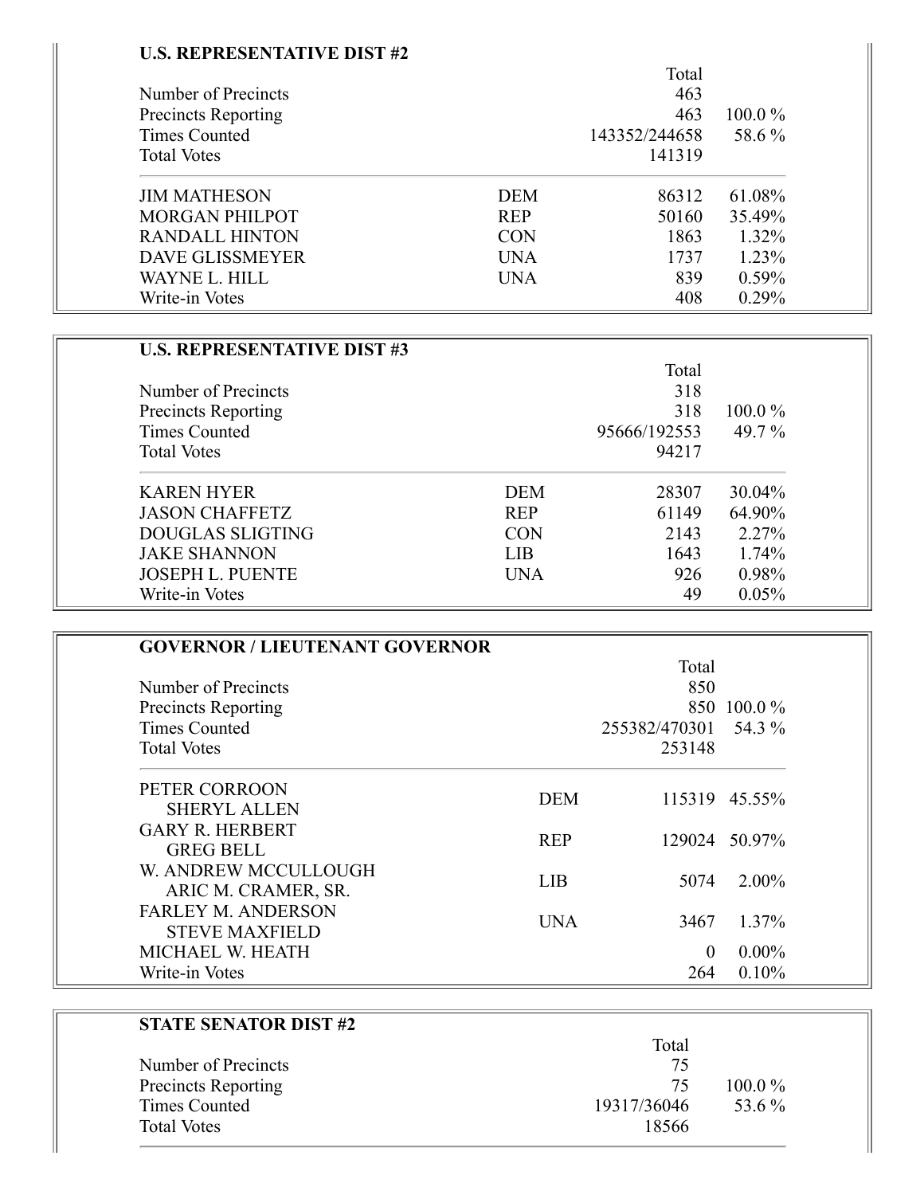### U.S. REPRESENTATIVE DIST #2

| | | Total | |
|---|---|---|---|
| Number of Precincts | | 463 | |
| Precincts Reporting | | 463 | 100.0 % |
| Times Counted | | 143352/244658 | 58.6 % |
| Total Votes | | 141319 | |

| | | | |
|---|---|---|---|
| JIM MATHESON | DEM | 86312 | 61.08% |
| MORGAN PHILPOT | REP | 50160 | 35.49% |
| RANDALL HINTON | CON | 1863 | 1.32% |
| DAVE GLISSMEYER | UNA | 1737 | 1.23% |
| WAYNE L. HILL | UNA | 839 | 0.59% |
| Write-in Votes | | 408 | 0.29% |

### U.S. REPRESENTATIVE DIST #3

| | | Total | |
|---|---|---|---|
| Number of Precincts | | 318 | |
| Precincts Reporting | | 318 | 100.0 % |
| Times Counted | | 95666/192553 | 49.7 % |
| Total Votes | | 94217 | |

| | | | |
|---|---|---|---|
| KAREN HYER | DEM | 28307 | 30.04% |
| JASON CHAFFETZ | REP | 61149 | 64.90% |
| DOUGLAS SLIGTING | CON | 2143 | 2.27% |
| JAKE SHANNON | LIB | 1643 | 1.74% |
| JOSEPH L. PUENTE | UNA | 926 | 0.98% |
| Write-in Votes | | 49 | 0.05% |

### GOVERNOR / LIEUTENANT GOVERNOR

| | | Total | |
|---|---|---|---|
| Number of Precincts | | 850 | |
| Precincts Reporting | | 850 | 100.0 % |
| Times Counted | | 255382/470301 | 54.3 % |
| Total Votes | | 253148 | |

| | | | |
|---|---|---|---|
| PETER CORROON<br>SHERYL ALLEN | DEM | 115319 | 45.55% |
| GARY R. HERBERT<br>GREG BELL | REP | 129024 | 50.97% |
| W. ANDREW MCCULLOUGH<br>ARIC M. CRAMER, SR. | LIB | 5074 | 2.00% |
| FARLEY M. ANDERSON<br>STEVE MAXFIELD | UNA | 3467 | 1.37% |
| MICHAEL W. HEATH | | 0 | 0.00% |
| Write-in Votes | | 264 | 0.10% |

### STATE SENATOR DIST #2

| | | Total | |
|---|---|---|---|
| Number of Precincts | | 75 | |
| Precincts Reporting | | 75 | 100.0 % |
| Times Counted | | 19317/36046 | 53.6 % |
| Total Votes | | 18566 | |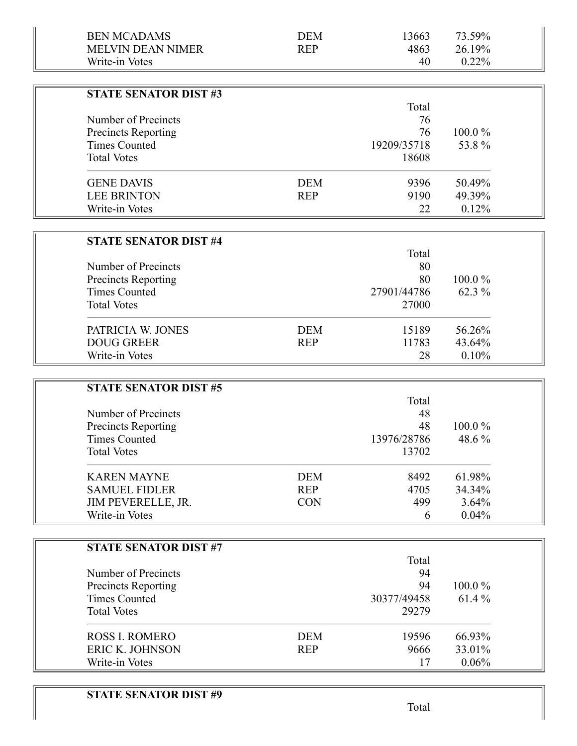| | | | |
|---|---|---|---|
| BEN MCADAMS | DEM | 13663 | 73.59% |
| MELVIN DEAN NIMER | REP | 4863 | 26.19% |
| Write-in Votes | | 40 | 0.22% |

**STATE SENATOR DIST #3**

| | | Total | |
|---|---|---|---|
| Number of Precincts | | 76 | |
| Precincts Reporting | | 76 | 100.0 % |
| Times Counted | | 19209/35718 | 53.8 % |
| Total Votes | | 18608 | |
| GENE DAVIS | DEM | 9396 | 50.49% |
| LEE BRINTON | REP | 9190 | 49.39% |
| Write-in Votes | | 22 | 0.12% |

**STATE SENATOR DIST #4**

| | | Total | |
|---|---|---|---|
| Number of Precincts | | 80 | |
| Precincts Reporting | | 80 | 100.0 % |
| Times Counted | | 27901/44786 | 62.3 % |
| Total Votes | | 27000 | |
| PATRICIA W. JONES | DEM | 15189 | 56.26% |
| DOUG GREER | REP | 11783 | 43.64% |
| Write-in Votes | | 28 | 0.10% |

**STATE SENATOR DIST #5**

| | | Total | |
|---|---|---|---|
| Number of Precincts | | 48 | |
| Precincts Reporting | | 48 | 100.0 % |
| Times Counted | | 13976/28786 | 48.6 % |
| Total Votes | | 13702 | |
| KAREN MAYNE | DEM | 8492 | 61.98% |
| SAMUEL FIDLER | REP | 4705 | 34.34% |
| JIM PEVERELLE, JR. | CON | 499 | 3.64% |
| Write-in Votes | | 6 | 0.04% |

**STATE SENATOR DIST #7**

| | | Total | |
|---|---|---|---|
| Number of Precincts | | 94 | |
| Precincts Reporting | | 94 | 100.0 % |
| Times Counted | | 30377/49458 | 61.4 % |
| Total Votes | | 29279 | |
| ROSS I. ROMERO | DEM | 19596 | 66.93% |
| ERIC K. JOHNSON | REP | 9666 | 33.01% |
| Write-in Votes | | 17 | 0.06% |

**STATE SENATOR DIST #9**

| | | Total | |
|---|---|---|---|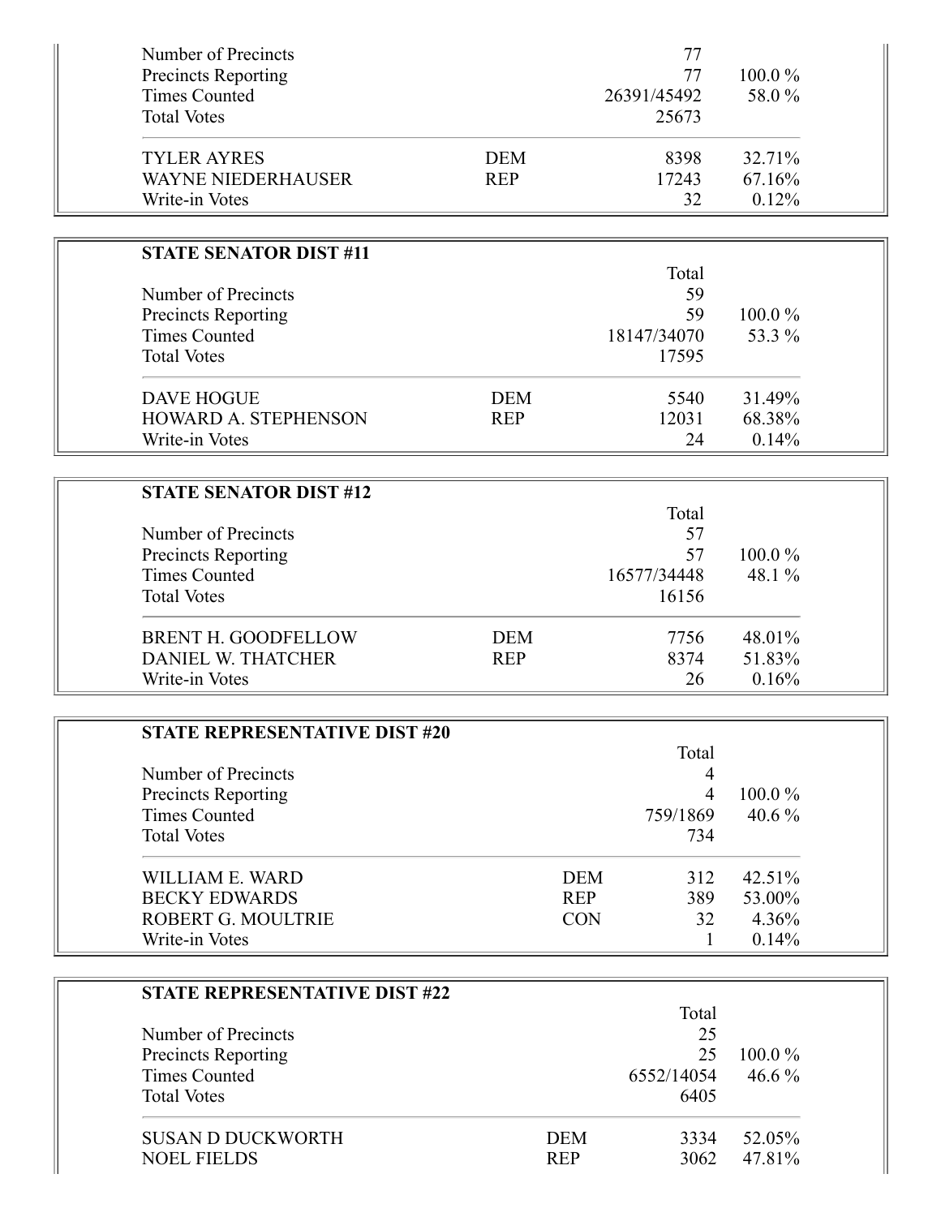| | | | |
|---|---|---|---|
| Number of Precincts | | 77 | |
| Precincts Reporting | | 77 | 100.0 % |
| Times Counted | | 26391/45492 | 58.0 % |
| Total Votes | | 25673 | |
| TYLER AYRES | DEM | 8398 | 32.71% |
| WAYNE NIEDERHAUSER | REP | 17243 | 67.16% |
| Write-in Votes | | 32 | 0.12% |

**STATE SENATOR DIST #11**

| | | Total | |
|---|---|---|---|
| Number of Precincts | | 59 | |
| Precincts Reporting | | 59 | 100.0 % |
| Times Counted | | 18147/34070 | 53.3 % |
| Total Votes | | 17595 | |
| DAVE HOGUE | DEM | 5540 | 31.49% |
| HOWARD A. STEPHENSON | REP | 12031 | 68.38% |
| Write-in Votes | | 24 | 0.14% |

**STATE SENATOR DIST #12**

| | | Total | |
|---|---|---|---|
| Number of Precincts | | 57 | |
| Precincts Reporting | | 57 | 100.0 % |
| Times Counted | | 16577/34448 | 48.1 % |
| Total Votes | | 16156 | |
| BRENT H. GOODFELLOW | DEM | 7756 | 48.01% |
| DANIEL W. THATCHER | REP | 8374 | 51.83% |
| Write-in Votes | | 26 | 0.16% |

**STATE REPRESENTATIVE DIST #20**

| | | Total | |
|---|---|---|---|
| Number of Precincts | | 4 | |
| Precincts Reporting | | 4 | 100.0 % |
| Times Counted | | 759/1869 | 40.6 % |
| Total Votes | | 734 | |
| WILLIAM E. WARD | DEM | 312 | 42.51% |
| BECKY EDWARDS | REP | 389 | 53.00% |
| ROBERT G. MOULTRIE | CON | 32 | 4.36% |
| Write-in Votes | | 1 | 0.14% |

**STATE REPRESENTATIVE DIST #22**

| | | Total | |
|---|---|---|---|
| Number of Precincts | | 25 | |
| Precincts Reporting | | 25 | 100.0 % |
| Times Counted | | 6552/14054 | 46.6 % |
| Total Votes | | 6405 | |
| SUSAN D DUCKWORTH | DEM | 3334 | 52.05% |
| NOEL FIELDS | REP | 3062 | 47.81% |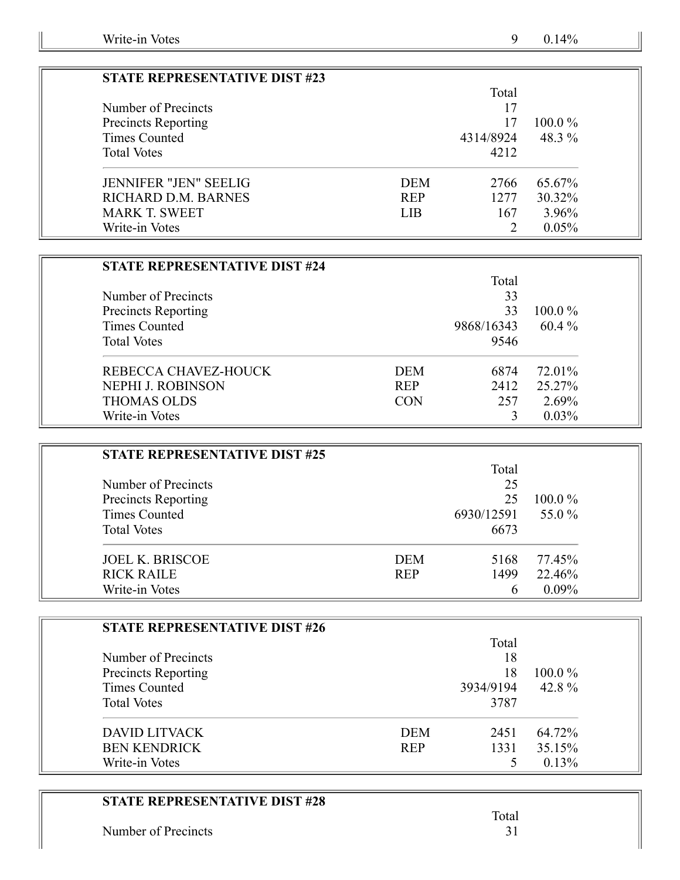| | | | |
|---|---|---|---|
| Write-in Votes | | 9 | 0.14% |

## STATE REPRESENTATIVE DIST #23

| | | Total | |
|---|---|---|---|
| Number of Precincts | | 17 | |
| Precincts Reporting | | 17 | 100.0 % |
| Times Counted | | 4314/8924 | 48.3 % |
| Total Votes | | 4212 | |
| JENNIFER "JEN" SEELIG | DEM | 2766 | 65.67% |
| RICHARD D.M. BARNES | REP | 1277 | 30.32% |
| MARK T. SWEET | LIB | 167 | 3.96% |
| Write-in Votes | | 2 | 0.05% |

## STATE REPRESENTATIVE DIST #24

| | | Total | |
|---|---|---|---|
| Number of Precincts | | 33 | |
| Precincts Reporting | | 33 | 100.0 % |
| Times Counted | | 9868/16343 | 60.4 % |
| Total Votes | | 9546 | |
| REBECCA CHAVEZ-HOUCK | DEM | 6874 | 72.01% |
| NEPHI J. ROBINSON | REP | 2412 | 25.27% |
| THOMAS OLDS | CON | 257 | 2.69% |
| Write-in Votes | | 3 | 0.03% |

## STATE REPRESENTATIVE DIST #25

| | | Total | |
|---|---|---|---|
| Number of Precincts | | 25 | |
| Precincts Reporting | | 25 | 100.0 % |
| Times Counted | | 6930/12591 | 55.0 % |
| Total Votes | | 6673 | |
| JOEL K. BRISCOE | DEM | 5168 | 77.45% |
| RICK RAILE | REP | 1499 | 22.46% |
| Write-in Votes | | 6 | 0.09% |

## STATE REPRESENTATIVE DIST #26

| | | Total | |
|---|---|---|---|
| Number of Precincts | | 18 | |
| Precincts Reporting | | 18 | 100.0 % |
| Times Counted | | 3934/9194 | 42.8 % |
| Total Votes | | 3787 | |
| DAVID LITVACK | DEM | 2451 | 64.72% |
| BEN KENDRICK | REP | 1331 | 35.15% |
| Write-in Votes | | 5 | 0.13% |

## STATE REPRESENTATIVE DIST #28

| | | Total | |
|---|---|---|---|
| Number of Precincts | | 31 | |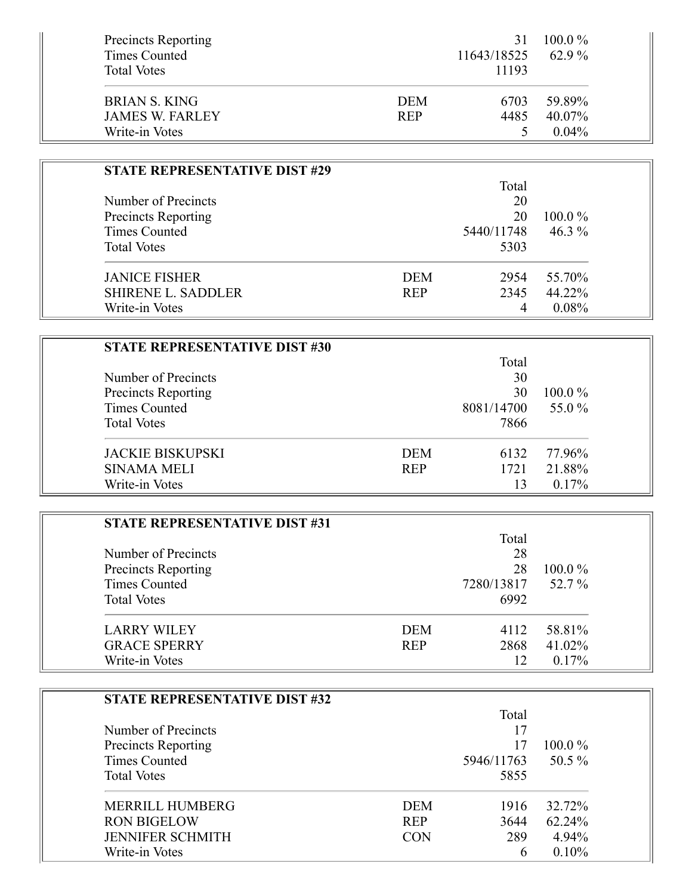| | | | |
|---|---|---|---|
| Precincts Reporting | | 31 | 100.0 % |
| Times Counted | | 11643/18525 | 62.9 % |
| Total Votes | | 11193 | |
| BRIAN S. KING | DEM | 6703 | 59.89% |
| JAMES W. FARLEY | REP | 4485 | 40.07% |
| Write-in Votes | | 5 | 0.04% |

**STATE REPRESENTATIVE DIST #29**

| | | Total | |
|---|---|---|---|
| Number of Precincts | | 20 | |
| Precincts Reporting | | 20 | 100.0 % |
| Times Counted | | 5440/11748 | 46.3 % |
| Total Votes | | 5303 | |
| JANICE FISHER | DEM | 2954 | 55.70% |
| SHIRENE L. SADDLER | REP | 2345 | 44.22% |
| Write-in Votes | | 4 | 0.08% |

**STATE REPRESENTATIVE DIST #30**

| | | Total | |
|---|---|---|---|
| Number of Precincts | | 30 | |
| Precincts Reporting | | 30 | 100.0 % |
| Times Counted | | 8081/14700 | 55.0 % |
| Total Votes | | 7866 | |
| JACKIE BISKUPSKI | DEM | 6132 | 77.96% |
| SINAMA MELI | REP | 1721 | 21.88% |
| Write-in Votes | | 13 | 0.17% |

**STATE REPRESENTATIVE DIST #31**

| | | Total | |
|---|---|---|---|
| Number of Precincts | | 28 | |
| Precincts Reporting | | 28 | 100.0 % |
| Times Counted | | 7280/13817 | 52.7 % |
| Total Votes | | 6992 | |
| LARRY WILEY | DEM | 4112 | 58.81% |
| GRACE SPERRY | REP | 2868 | 41.02% |
| Write-in Votes | | 12 | 0.17% |

**STATE REPRESENTATIVE DIST #32**

| | | Total | |
|---|---|---|---|
| Number of Precincts | | 17 | |
| Precincts Reporting | | 17 | 100.0 % |
| Times Counted | | 5946/11763 | 50.5 % |
| Total Votes | | 5855 | |
| MERRILL HUMBERG | DEM | 1916 | 32.72% |
| RON BIGELOW | REP | 3644 | 62.24% |
| JENNIFER SCHMITH | CON | 289 | 4.94% |
| Write-in Votes | | 6 | 0.10% |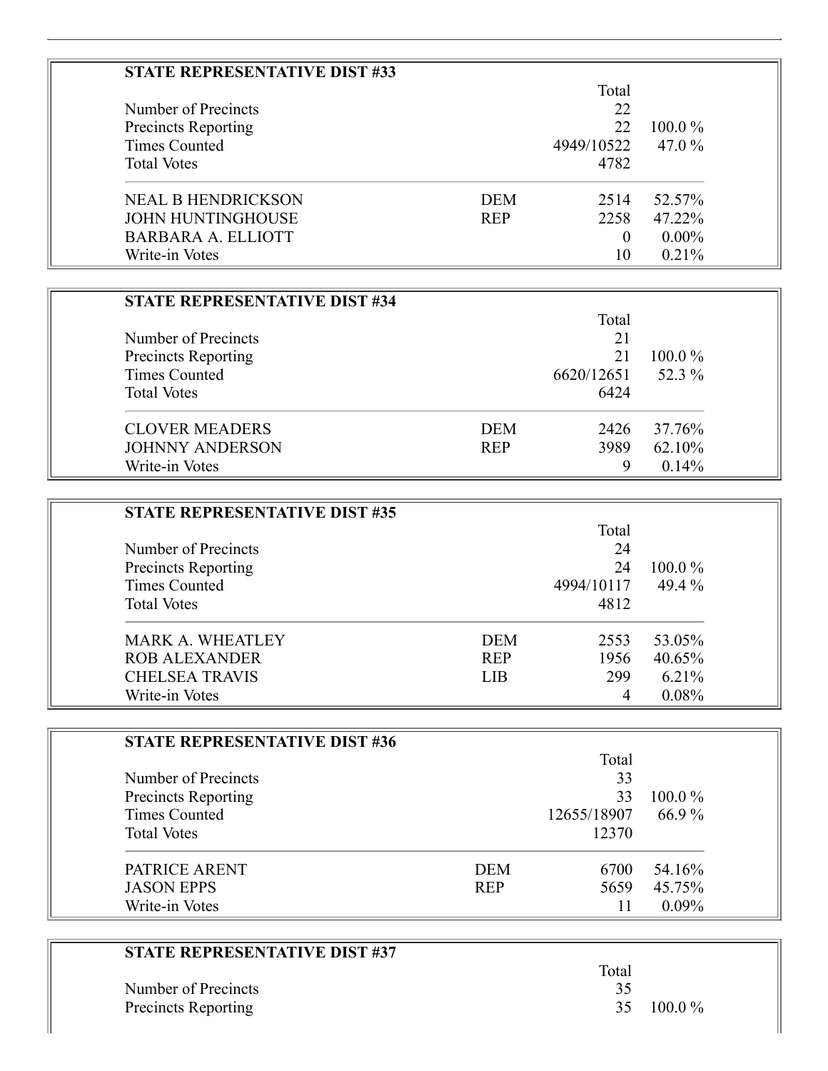## STATE REPRESENTATIVE DIST #33

| | | Total | |
|---|---|---|---|
| Number of Precincts | | 22 | |
| Precincts Reporting | | 22 | 100.0 % |
| Times Counted | | 4949/10522 | 47.0 % |
| Total Votes | | 4782 | |
| NEAL B HENDRICKSON | DEM | 2514 | 52.57% |
| JOHN HUNTINGHOUSE | REP | 2258 | 47.22% |
| BARBARA A. ELLIOTT | | 0 | 0.00% |
| Write-in Votes | | 10 | 0.21% |

## STATE REPRESENTATIVE DIST #34

| | | Total | |
|---|---|---|---|
| Number of Precincts | | 21 | |
| Precincts Reporting | | 21 | 100.0 % |
| Times Counted | | 6620/12651 | 52.3 % |
| Total Votes | | 6424 | |
| CLOVER MEADERS | DEM | 2426 | 37.76% |
| JOHNNY ANDERSON | REP | 3989 | 62.10% |
| Write-in Votes | | 9 | 0.14% |

## STATE REPRESENTATIVE DIST #35

| | | Total | |
|---|---|---|---|
| Number of Precincts | | 24 | |
| Precincts Reporting | | 24 | 100.0 % |
| Times Counted | | 4994/10117 | 49.4 % |
| Total Votes | | 4812 | |
| MARK A. WHEATLEY | DEM | 2553 | 53.05% |
| ROB ALEXANDER | REP | 1956 | 40.65% |
| CHELSEA TRAVIS | LIB | 299 | 6.21% |
| Write-in Votes | | 4 | 0.08% |

## STATE REPRESENTATIVE DIST #36

| | | Total | |
|---|---|---|---|
| Number of Precincts | | 33 | |
| Precincts Reporting | | 33 | 100.0 % |
| Times Counted | | 12655/18907 | 66.9 % |
| Total Votes | | 12370 | |
| PATRICE ARENT | DEM | 6700 | 54.16% |
| JASON EPPS | REP | 5659 | 45.75% |
| Write-in Votes | | 11 | 0.09% |

## STATE REPRESENTATIVE DIST #37

| | | Total | |
|---|---|---|---|
| Number of Precincts | | 35 | |
| Precincts Reporting | | 35 | 100.0 % |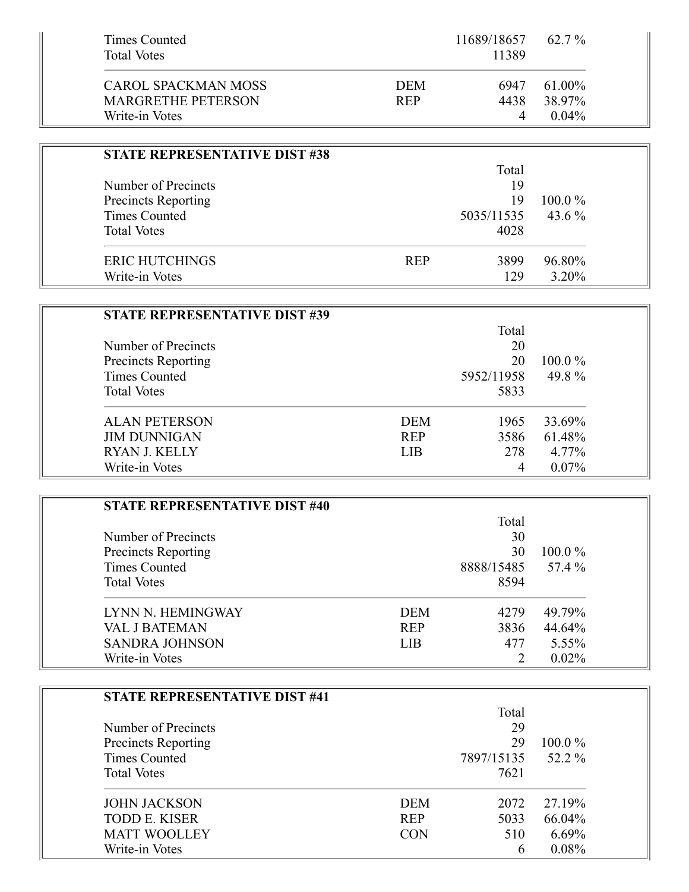| | | | |
|---|---|---|---|
| Times Counted | | 11689/18657 | 62.7 % |
| Total Votes | | 11389 | |
| CAROL SPACKMAN MOSS | DEM | 6947 | 61.00% |
| MARGRETHE PETERSON | REP | 4438 | 38.97% |
| Write-in Votes | | 4 | 0.04% |

**STATE REPRESENTATIVE DIST #38**

| | | Total | |
|---|---|---|---|
| Number of Precincts | | 19 | |
| Precincts Reporting | | 19 | 100.0 % |
| Times Counted | | 5035/11535 | 43.6 % |
| Total Votes | | 4028 | |
| ERIC HUTCHINGS | REP | 3899 | 96.80% |
| Write-in Votes | | 129 | 3.20% |

**STATE REPRESENTATIVE DIST #39**

| | | Total | |
|---|---|---|---|
| Number of Precincts | | 20 | |
| Precincts Reporting | | 20 | 100.0 % |
| Times Counted | | 5952/11958 | 49.8 % |
| Total Votes | | 5833 | |
| ALAN PETERSON | DEM | 1965 | 33.69% |
| JIM DUNNIGAN | REP | 3586 | 61.48% |
| RYAN J. KELLY | LIB | 278 | 4.77% |
| Write-in Votes | | 4 | 0.07% |

**STATE REPRESENTATIVE DIST #40**

| | | Total | |
|---|---|---|---|
| Number of Precincts | | 30 | |
| Precincts Reporting | | 30 | 100.0 % |
| Times Counted | | 8888/15485 | 57.4 % |
| Total Votes | | 8594 | |
| LYNN N. HEMINGWAY | DEM | 4279 | 49.79% |
| VAL J BATEMAN | REP | 3836 | 44.64% |
| SANDRA JOHNSON | LIB | 477 | 5.55% |
| Write-in Votes | | 2 | 0.02% |

**STATE REPRESENTATIVE DIST #41**

| | | Total | |
|---|---|---|---|
| Number of Precincts | | 29 | |
| Precincts Reporting | | 29 | 100.0 % |
| Times Counted | | 7897/15135 | 52.2 % |
| Total Votes | | 7621 | |
| JOHN JACKSON | DEM | 2072 | 27.19% |
| TODD E. KISER | REP | 5033 | 66.04% |
| MATT WOOLLEY | CON | 510 | 6.69% |
| Write-in Votes | | 6 | 0.08% |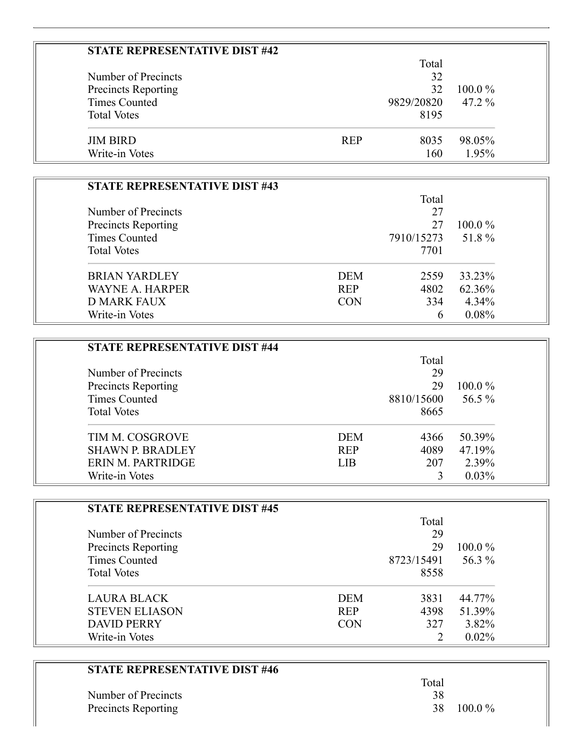## STATE REPRESENTATIVE DIST #42

| | | Total | |
|---|---|---|---|
| Number of Precincts | | 32 | |
| Precincts Reporting | | 32 | 100.0 % |
| Times Counted | | 9829/20820 | 47.2 % |
| Total Votes | | 8195 | |
| JIM BIRD | REP | 8035 | 98.05% |
| Write-in Votes | | 160 | 1.95% |

## STATE REPRESENTATIVE DIST #43

| | | Total | |
|---|---|---|---|
| Number of Precincts | | 27 | |
| Precincts Reporting | | 27 | 100.0 % |
| Times Counted | | 7910/15273 | 51.8 % |
| Total Votes | | 7701 | |
| BRIAN YARDLEY | DEM | 2559 | 33.23% |
| WAYNE A. HARPER | REP | 4802 | 62.36% |
| D MARK FAUX | CON | 334 | 4.34% |
| Write-in Votes | | 6 | 0.08% |

## STATE REPRESENTATIVE DIST #44

| | | Total | |
|---|---|---|---|
| Number of Precincts | | 29 | |
| Precincts Reporting | | 29 | 100.0 % |
| Times Counted | | 8810/15600 | 56.5 % |
| Total Votes | | 8665 | |
| TIM M. COSGROVE | DEM | 4366 | 50.39% |
| SHAWN P. BRADLEY | REP | 4089 | 47.19% |
| ERIN M. PARTRIDGE | LIB | 207 | 2.39% |
| Write-in Votes | | 3 | 0.03% |

## STATE REPRESENTATIVE DIST #45

| | | Total | |
|---|---|---|---|
| Number of Precincts | | 29 | |
| Precincts Reporting | | 29 | 100.0 % |
| Times Counted | | 8723/15491 | 56.3 % |
| Total Votes | | 8558 | |
| LAURA BLACK | DEM | 3831 | 44.77% |
| STEVEN ELIASON | REP | 4398 | 51.39% |
| DAVID PERRY | CON | 327 | 3.82% |
| Write-in Votes | | 2 | 0.02% |

## STATE REPRESENTATIVE DIST #46

| | | Total | |
|---|---|---|---|
| Number of Precincts | | 38 | |
| Precincts Reporting | | 38 | 100.0 % |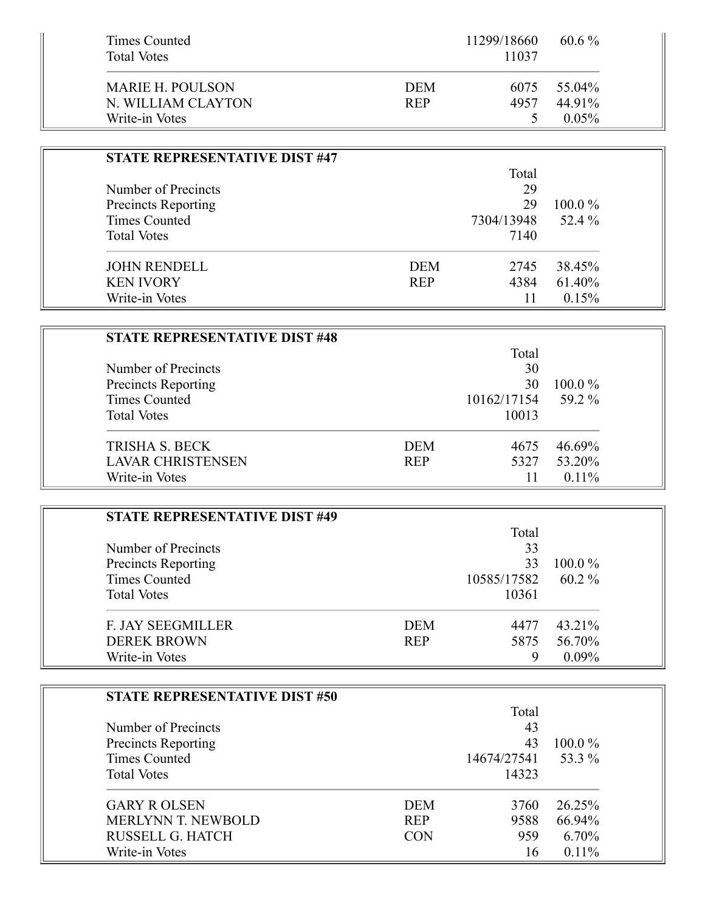| | | | |
|---|---|---|---|
| Times Counted | | 11299/18660 | 60.6 % |
| Total Votes | | 11037 | |
| MARIE H. POULSON | DEM | 6075 | 55.04% |
| N. WILLIAM CLAYTON | REP | 4957 | 44.91% |
| Write-in Votes | | 5 | 0.05% |

### STATE REPRESENTATIVE DIST #47

| | | Total | |
|---|---|---|---|
| Number of Precincts | | 29 | |
| Precincts Reporting | | 29 | 100.0 % |
| Times Counted | | 7304/13948 | 52.4 % |
| Total Votes | | 7140 | |
| JOHN RENDELL | DEM | 2745 | 38.45% |
| KEN IVORY | REP | 4384 | 61.40% |
| Write-in Votes | | 11 | 0.15% |

### STATE REPRESENTATIVE DIST #48

| | | Total | |
|---|---|---|---|
| Number of Precincts | | 30 | |
| Precincts Reporting | | 30 | 100.0 % |
| Times Counted | | 10162/17154 | 59.2 % |
| Total Votes | | 10013 | |
| TRISHA S. BECK | DEM | 4675 | 46.69% |
| LAVAR CHRISTENSEN | REP | 5327 | 53.20% |
| Write-in Votes | | 11 | 0.11% |

### STATE REPRESENTATIVE DIST #49

| | | Total | |
|---|---|---|---|
| Number of Precincts | | 33 | |
| Precincts Reporting | | 33 | 100.0 % |
| Times Counted | | 10585/17582 | 60.2 % |
| Total Votes | | 10361 | |
| F. JAY SEEGMILLER | DEM | 4477 | 43.21% |
| DEREK BROWN | REP | 5875 | 56.70% |
| Write-in Votes | | 9 | 0.09% |

### STATE REPRESENTATIVE DIST #50

| | | Total | |
|---|---|---|---|
| Number of Precincts | | 43 | |
| Precincts Reporting | | 43 | 100.0 % |
| Times Counted | | 14674/27541 | 53.3 % |
| Total Votes | | 14323 | |
| GARY R OLSEN | DEM | 3760 | 26.25% |
| MERLYNN T. NEWBOLD | REP | 9588 | 66.94% |
| RUSSELL G. HATCH | CON | 959 | 6.70% |
| Write-in Votes | | 16 | 0.11% |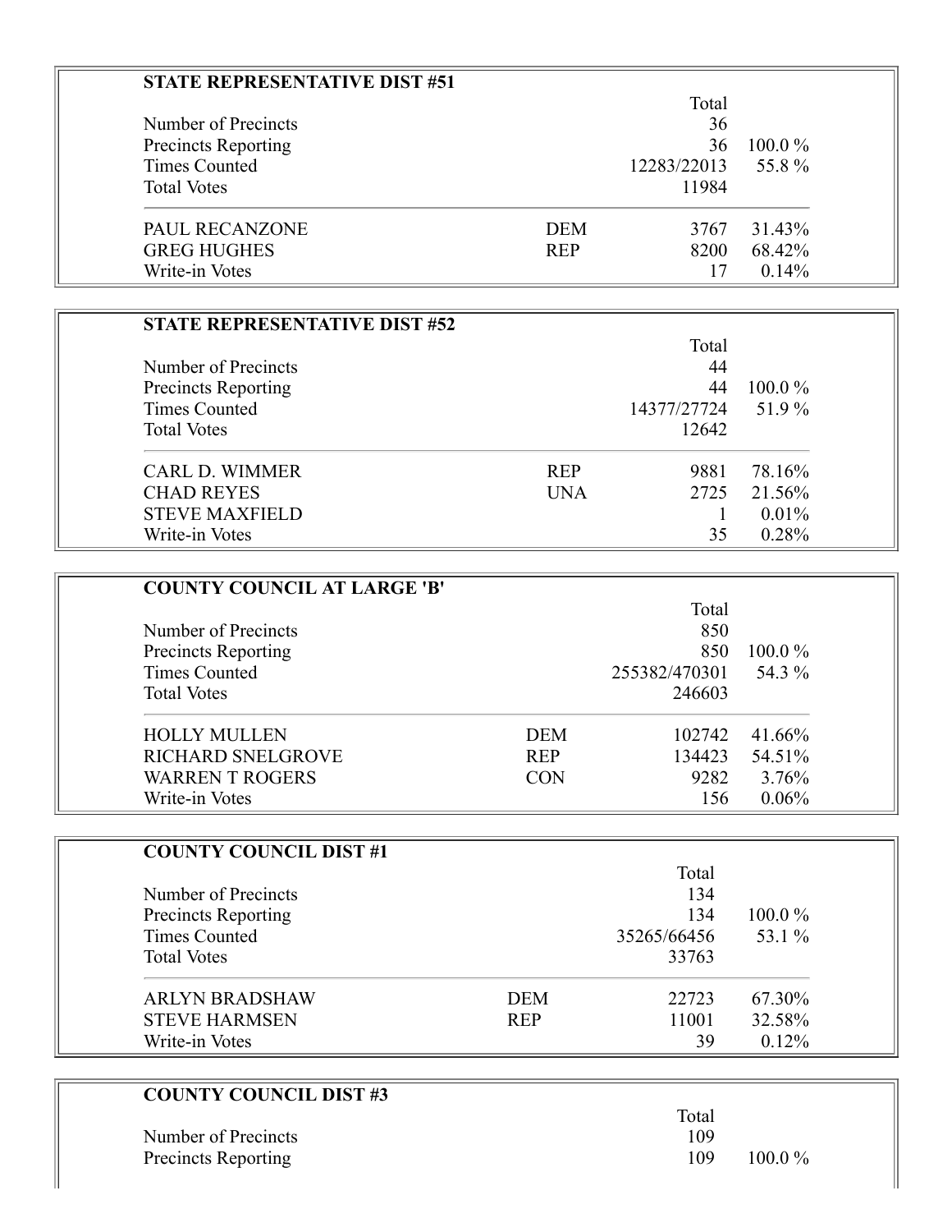## STATE REPRESENTATIVE DIST #51

| | | Total | |
|---|---|---|---|
| Number of Precincts | | 36 | |
| Precincts Reporting | | 36 | 100.0 % |
| Times Counted | | 12283/22013 | 55.8 % |
| Total Votes | | 11984 | |
| PAUL RECANZONE | DEM | 3767 | 31.43% |
| GREG HUGHES | REP | 8200 | 68.42% |
| Write-in Votes | | 17 | 0.14% |

## STATE REPRESENTATIVE DIST #52

| | | Total | |
|---|---|---|---|
| Number of Precincts | | 44 | |
| Precincts Reporting | | 44 | 100.0 % |
| Times Counted | | 14377/27724 | 51.9 % |
| Total Votes | | 12642 | |
| CARL D. WIMMER | REP | 9881 | 78.16% |
| CHAD REYES | UNA | 2725 | 21.56% |
| STEVE MAXFIELD | | 1 | 0.01% |
| Write-in Votes | | 35 | 0.28% |

## COUNTY COUNCIL AT LARGE 'B'

| | | Total | |
|---|---|---|---|
| Number of Precincts | | 850 | |
| Precincts Reporting | | 850 | 100.0 % |
| Times Counted | | 255382/470301 | 54.3 % |
| Total Votes | | 246603 | |
| HOLLY MULLEN | DEM | 102742 | 41.66% |
| RICHARD SNELGROVE | REP | 134423 | 54.51% |
| WARREN T ROGERS | CON | 9282 | 3.76% |
| Write-in Votes | | 156 | 0.06% |

## COUNTY COUNCIL DIST #1

| | | Total | |
|---|---|---|---|
| Number of Precincts | | 134 | |
| Precincts Reporting | | 134 | 100.0 % |
| Times Counted | | 35265/66456 | 53.1 % |
| Total Votes | | 33763 | |
| ARLYN BRADSHAW | DEM | 22723 | 67.30% |
| STEVE HARMSEN | REP | 11001 | 32.58% |
| Write-in Votes | | 39 | 0.12% |

## COUNTY COUNCIL DIST #3

| | | Total | |
|---|---|---|---|
| Number of Precincts | | 109 | |
| Precincts Reporting | | 109 | 100.0 % |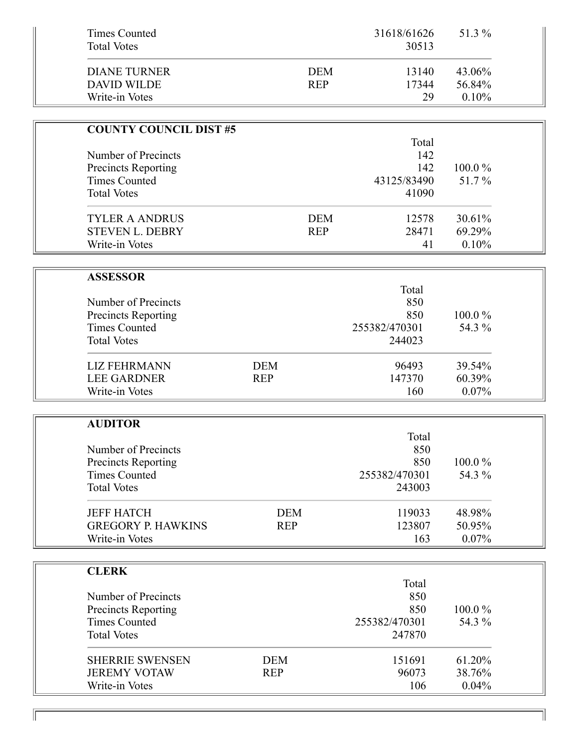| | | | |
|---|---|---|---|
| Times Counted | | 31618/61626 | 51.3 % |
| Total Votes | | 30513 | |
| DIANE TURNER | DEM | 13140 | 43.06% |
| DAVID WILDE | REP | 17344 | 56.84% |
| Write-in Votes | | 29 | 0.10% |

**COUNTY COUNCIL DIST #5**

| | | Total | |
|---|---|---|---|
| Number of Precincts | | 142 | |
| Precincts Reporting | | 142 | 100.0 % |
| Times Counted | | 43125/83490 | 51.7 % |
| Total Votes | | 41090 | |
| TYLER A ANDRUS | DEM | 12578 | 30.61% |
| STEVEN L. DEBRY | REP | 28471 | 69.29% |
| Write-in Votes | | 41 | 0.10% |

**ASSESSOR**

| | | Total | |
|---|---|---|---|
| Number of Precincts | | 850 | |
| Precincts Reporting | | 850 | 100.0 % |
| Times Counted | | 255382/470301 | 54.3 % |
| Total Votes | | 244023 | |
| LIZ FEHRMANN | DEM | 96493 | 39.54% |
| LEE GARDNER | REP | 147370 | 60.39% |
| Write-in Votes | | 160 | 0.07% |

**AUDITOR**

| | | Total | |
|---|---|---|---|
| Number of Precincts | | 850 | |
| Precincts Reporting | | 850 | 100.0 % |
| Times Counted | | 255382/470301 | 54.3 % |
| Total Votes | | 243003 | |
| JEFF HATCH | DEM | 119033 | 48.98% |
| GREGORY P. HAWKINS | REP | 123807 | 50.95% |
| Write-in Votes | | 163 | 0.07% |

**CLERK**

| | | Total | |
|---|---|---|---|
| Number of Precincts | | 850 | |
| Precincts Reporting | | 850 | 100.0 % |
| Times Counted | | 255382/470301 | 54.3 % |
| Total Votes | | 247870 | |
| SHERRIE SWENSEN | DEM | 151691 | 61.20% |
| JEREMY VOTAW | REP | 96073 | 38.76% |
| Write-in Votes | | 106 | 0.04% |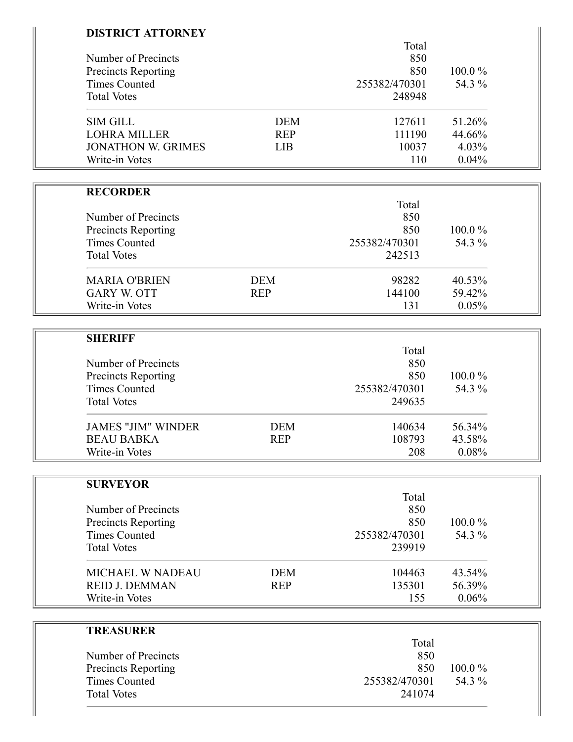**DISTRICT ATTORNEY**

| | | Total | |
|---|---|---|---|
| Number of Precincts | | 850 | |
| Precincts Reporting | | 850 | 100.0 % |
| Times Counted | | 255382/470301 | 54.3 % |
| Total Votes | | 248948 | |
| SIM GILL | DEM | 127611 | 51.26% |
| LOHRA MILLER | REP | 111190 | 44.66% |
| JONATHON W. GRIMES | LIB | 10037 | 4.03% |
| Write-in Votes | | 110 | 0.04% |

**RECORDER**

| | | Total | |
|---|---|---|---|
| Number of Precincts | | 850 | |
| Precincts Reporting | | 850 | 100.0 % |
| Times Counted | | 255382/470301 | 54.3 % |
| Total Votes | | 242513 | |
| MARIA O'BRIEN | DEM | 98282 | 40.53% |
| GARY W. OTT | REP | 144100 | 59.42% |
| Write-in Votes | | 131 | 0.05% |

**SHERIFF**

| | | Total | |
|---|---|---|---|
| Number of Precincts | | 850 | |
| Precincts Reporting | | 850 | 100.0 % |
| Times Counted | | 255382/470301 | 54.3 % |
| Total Votes | | 249635 | |
| JAMES "JIM" WINDER | DEM | 140634 | 56.34% |
| BEAU BABKA | REP | 108793 | 43.58% |
| Write-in Votes | | 208 | 0.08% |

**SURVEYOR**

| | | Total | |
|---|---|---|---|
| Number of Precincts | | 850 | |
| Precincts Reporting | | 850 | 100.0 % |
| Times Counted | | 255382/470301 | 54.3 % |
| Total Votes | | 239919 | |
| MICHAEL W NADEAU | DEM | 104463 | 43.54% |
| REID J. DEMMAN | REP | 135301 | 56.39% |
| Write-in Votes | | 155 | 0.06% |

**TREASURER**

| | | Total | |
|---|---|---|---|
| Number of Precincts | | 850 | |
| Precincts Reporting | | 850 | 100.0 % |
| Times Counted | | 255382/470301 | 54.3 % |
| Total Votes | | 241074 | |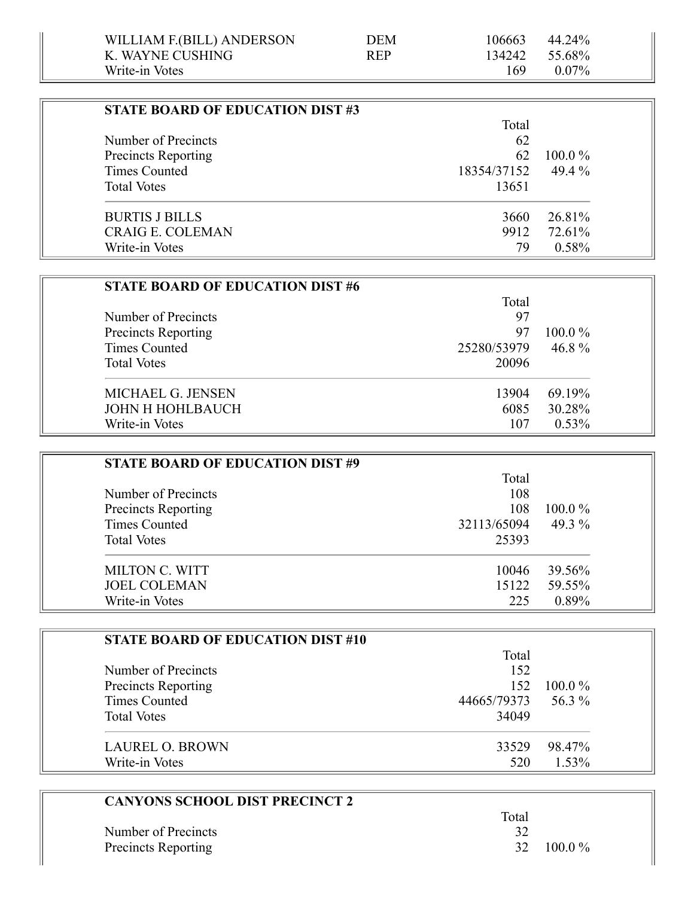| | | | |
|---|---|---|---|
| WILLIAM F.(BILL) ANDERSON | DEM | 106663 | 44.24% |
| K. WAYNE CUSHING | REP | 134242 | 55.68% |
| Write-in Votes | | 169 | 0.07% |

## STATE BOARD OF EDUCATION DIST #3

| | Total | |
|---|---|---|
| Number of Precincts | 62 | |
| Precincts Reporting | 62 | 100.0 % |
| Times Counted | 18354/37152 | 49.4 % |
| Total Votes | 13651 | |
| BURTIS J BILLS | 3660 | 26.81% |
| CRAIG E. COLEMAN | 9912 | 72.61% |
| Write-in Votes | 79 | 0.58% |

## STATE BOARD OF EDUCATION DIST #6

| | Total | |
|---|---|---|
| Number of Precincts | 97 | |
| Precincts Reporting | 97 | 100.0 % |
| Times Counted | 25280/53979 | 46.8 % |
| Total Votes | 20096 | |
| MICHAEL G. JENSEN | 13904 | 69.19% |
| JOHN H HOHLBAUCH | 6085 | 30.28% |
| Write-in Votes | 107 | 0.53% |

## STATE BOARD OF EDUCATION DIST #9

| | Total | |
|---|---|---|
| Number of Precincts | 108 | |
| Precincts Reporting | 108 | 100.0 % |
| Times Counted | 32113/65094 | 49.3 % |
| Total Votes | 25393 | |
| MILTON C. WITT | 10046 | 39.56% |
| JOEL COLEMAN | 15122 | 59.55% |
| Write-in Votes | 225 | 0.89% |

## STATE BOARD OF EDUCATION DIST #10

| | Total | |
|---|---|---|
| Number of Precincts | 152 | |
| Precincts Reporting | 152 | 100.0 % |
| Times Counted | 44665/79373 | 56.3 % |
| Total Votes | 34049 | |
| LAUREL O. BROWN | 33529 | 98.47% |
| Write-in Votes | 520 | 1.53% |

## CANYONS SCHOOL DIST PRECINCT 2

| | Total | |
|---|---|---|
| Number of Precincts | 32 | |
| Precincts Reporting | 32 | 100.0 % |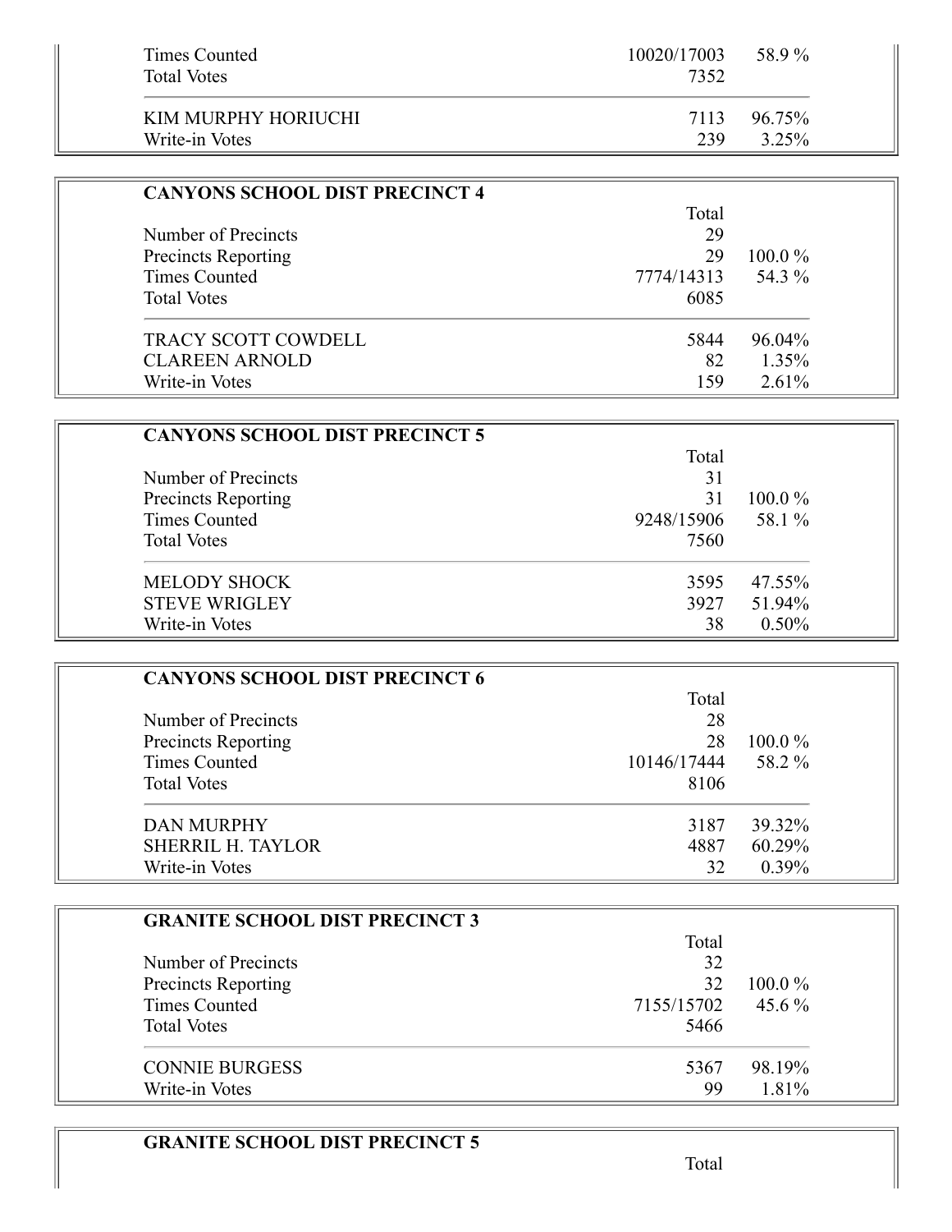| | | |
|---|---|---|
| Times Counted | 10020/17003 | 58.9 % |
| Total Votes | 7352 | |
| KIM MURPHY HORIUCHI | 7113 | 96.75% |
| Write-in Votes | 239 | 3.25% |

### CANYONS SCHOOL DIST PRECINCT 4

| | Total | |
|---|---|---|
| Number of Precincts | 29 | |
| Precincts Reporting | 29 | 100.0 % |
| Times Counted | 7774/14313 | 54.3 % |
| Total Votes | 6085 | |
| TRACY SCOTT COWDELL | 5844 | 96.04% |
| CLAREEN ARNOLD | 82 | 1.35% |
| Write-in Votes | 159 | 2.61% |

### CANYONS SCHOOL DIST PRECINCT 5

| | Total | |
|---|---|---|
| Number of Precincts | 31 | |
| Precincts Reporting | 31 | 100.0 % |
| Times Counted | 9248/15906 | 58.1 % |
| Total Votes | 7560 | |
| MELODY SHOCK | 3595 | 47.55% |
| STEVE WRIGLEY | 3927 | 51.94% |
| Write-in Votes | 38 | 0.50% |

### CANYONS SCHOOL DIST PRECINCT 6

| | Total | |
|---|---|---|
| Number of Precincts | 28 | |
| Precincts Reporting | 28 | 100.0 % |
| Times Counted | 10146/17444 | 58.2 % |
| Total Votes | 8106 | |
| DAN MURPHY | 3187 | 39.32% |
| SHERRIL H. TAYLOR | 4887 | 60.29% |
| Write-in Votes | 32 | 0.39% |

### GRANITE SCHOOL DIST PRECINCT 3

| | Total | |
|---|---|---|
| Number of Precincts | 32 | |
| Precincts Reporting | 32 | 100.0 % |
| Times Counted | 7155/15702 | 45.6 % |
| Total Votes | 5466 | |
| CONNIE BURGESS | 5367 | 98.19% |
| Write-in Votes | 99 | 1.81% |

### GRANITE SCHOOL DIST PRECINCT 5

| | Total | |
|---|---|---|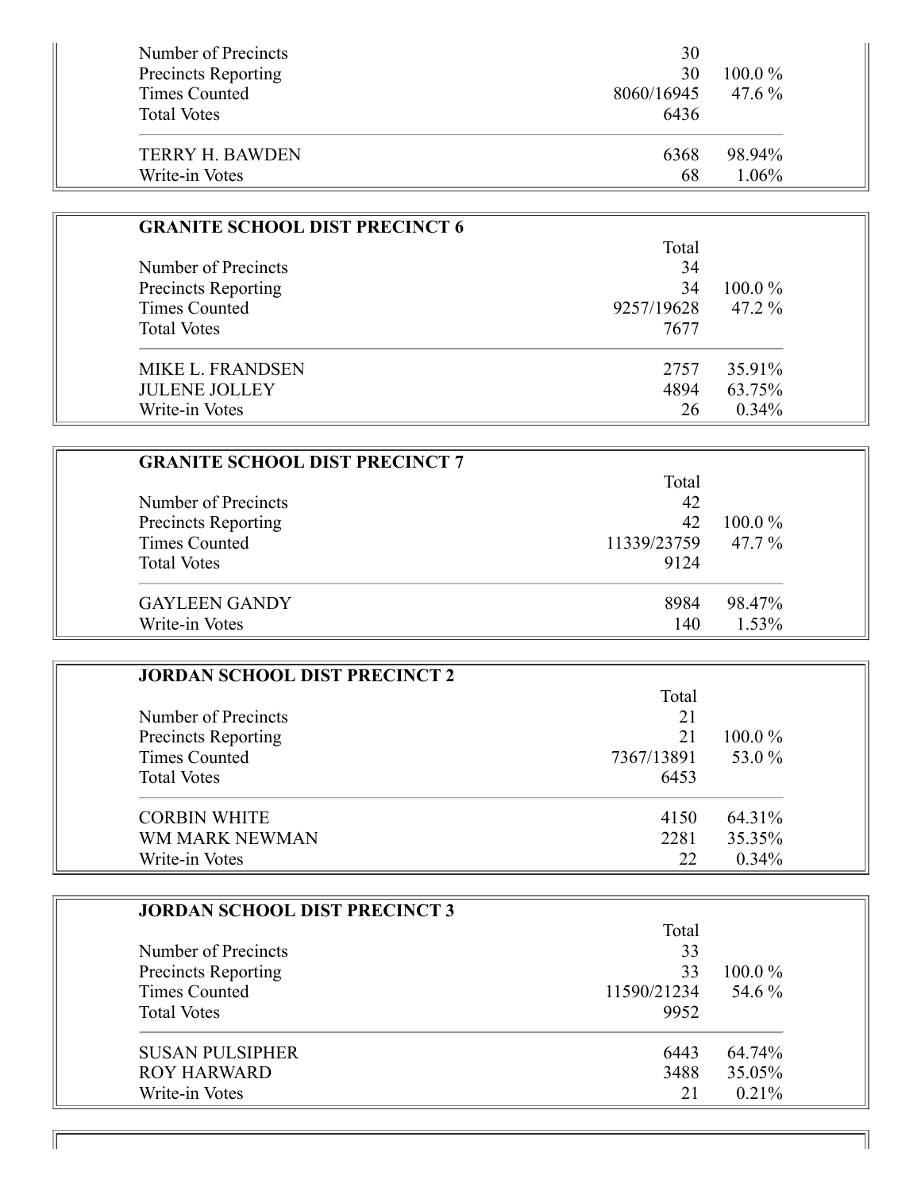| | Total | |
|---|---|---|
| Number of Precincts | 30 | |
| Precincts Reporting | 30 | 100.0 % |
| Times Counted | 8060/16945 | 47.6 % |
| Total Votes | 6436 | |
| TERRY H. BAWDEN | 6368 | 98.94% |
| Write-in Votes | 68 | 1.06% |

### GRANITE SCHOOL DIST PRECINCT 6

| | Total | |
|---|---|---|
| Number of Precincts | 34 | |
| Precincts Reporting | 34 | 100.0 % |
| Times Counted | 9257/19628 | 47.2 % |
| Total Votes | 7677 | |
| MIKE L. FRANDSEN | 2757 | 35.91% |
| JULENE JOLLEY | 4894 | 63.75% |
| Write-in Votes | 26 | 0.34% |

### GRANITE SCHOOL DIST PRECINCT 7

| | Total | |
|---|---|---|
| Number of Precincts | 42 | |
| Precincts Reporting | 42 | 100.0 % |
| Times Counted | 11339/23759 | 47.7 % |
| Total Votes | 9124 | |
| GAYLEEN GANDY | 8984 | 98.47% |
| Write-in Votes | 140 | 1.53% |

### JORDAN SCHOOL DIST PRECINCT 2

| | Total | |
|---|---|---|
| Number of Precincts | 21 | |
| Precincts Reporting | 21 | 100.0 % |
| Times Counted | 7367/13891 | 53.0 % |
| Total Votes | 6453 | |
| CORBIN WHITE | 4150 | 64.31% |
| WM MARK NEWMAN | 2281 | 35.35% |
| Write-in Votes | 22 | 0.34% |

### JORDAN SCHOOL DIST PRECINCT 3

| | Total | |
|---|---|---|
| Number of Precincts | 33 | |
| Precincts Reporting | 33 | 100.0 % |
| Times Counted | 11590/21234 | 54.6 % |
| Total Votes | 9952 | |
| SUSAN PULSIPHER | 6443 | 64.74% |
| ROY HARWARD | 3488 | 35.05% |
| Write-in Votes | 21 | 0.21% |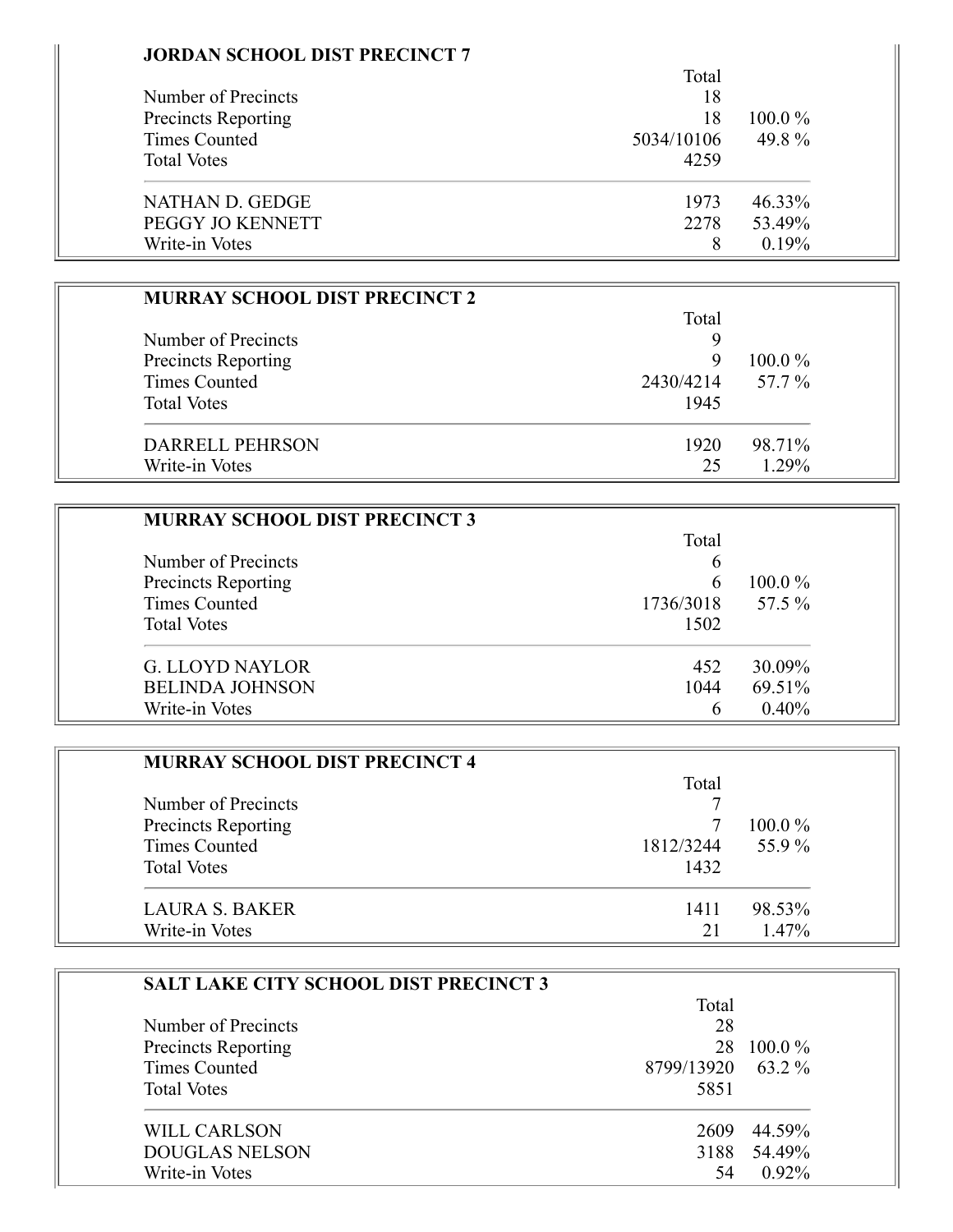### JORDAN SCHOOL DIST PRECINCT 7

| | Total | |
|---|---|---|
| Number of Precincts | 18 | |
| Precincts Reporting | 18 | 100.0 % |
| Times Counted | 5034/10106 | 49.8 % |
| Total Votes | 4259 | |
| NATHAN D. GEDGE | 1973 | 46.33% |
| PEGGY JO KENNETT | 2278 | 53.49% |
| Write-in Votes | 8 | 0.19% |

### MURRAY SCHOOL DIST PRECINCT 2

| | Total | |
|---|---|---|
| Number of Precincts | 9 | |
| Precincts Reporting | 9 | 100.0 % |
| Times Counted | 2430/4214 | 57.7 % |
| Total Votes | 1945 | |
| DARRELL PEHRSON | 1920 | 98.71% |
| Write-in Votes | 25 | 1.29% |

### MURRAY SCHOOL DIST PRECINCT 3

| | Total | |
|---|---|---|
| Number of Precincts | 6 | |
| Precincts Reporting | 6 | 100.0 % |
| Times Counted | 1736/3018 | 57.5 % |
| Total Votes | 1502 | |
| G. LLOYD NAYLOR | 452 | 30.09% |
| BELINDA JOHNSON | 1044 | 69.51% |
| Write-in Votes | 6 | 0.40% |

### MURRAY SCHOOL DIST PRECINCT 4

| | Total | |
|---|---|---|
| Number of Precincts | 7 | |
| Precincts Reporting | 7 | 100.0 % |
| Times Counted | 1812/3244 | 55.9 % |
| Total Votes | 1432 | |
| LAURA S. BAKER | 1411 | 98.53% |
| Write-in Votes | 21 | 1.47% |

### SALT LAKE CITY SCHOOL DIST PRECINCT 3

| | Total | |
|---|---|---|
| Number of Precincts | 28 | |
| Precincts Reporting | 28 | 100.0 % |
| Times Counted | 8799/13920 | 63.2 % |
| Total Votes | 5851 | |
| WILL CARLSON | 2609 | 44.59% |
| DOUGLAS NELSON | 3188 | 54.49% |
| Write-in Votes | 54 | 0.92% |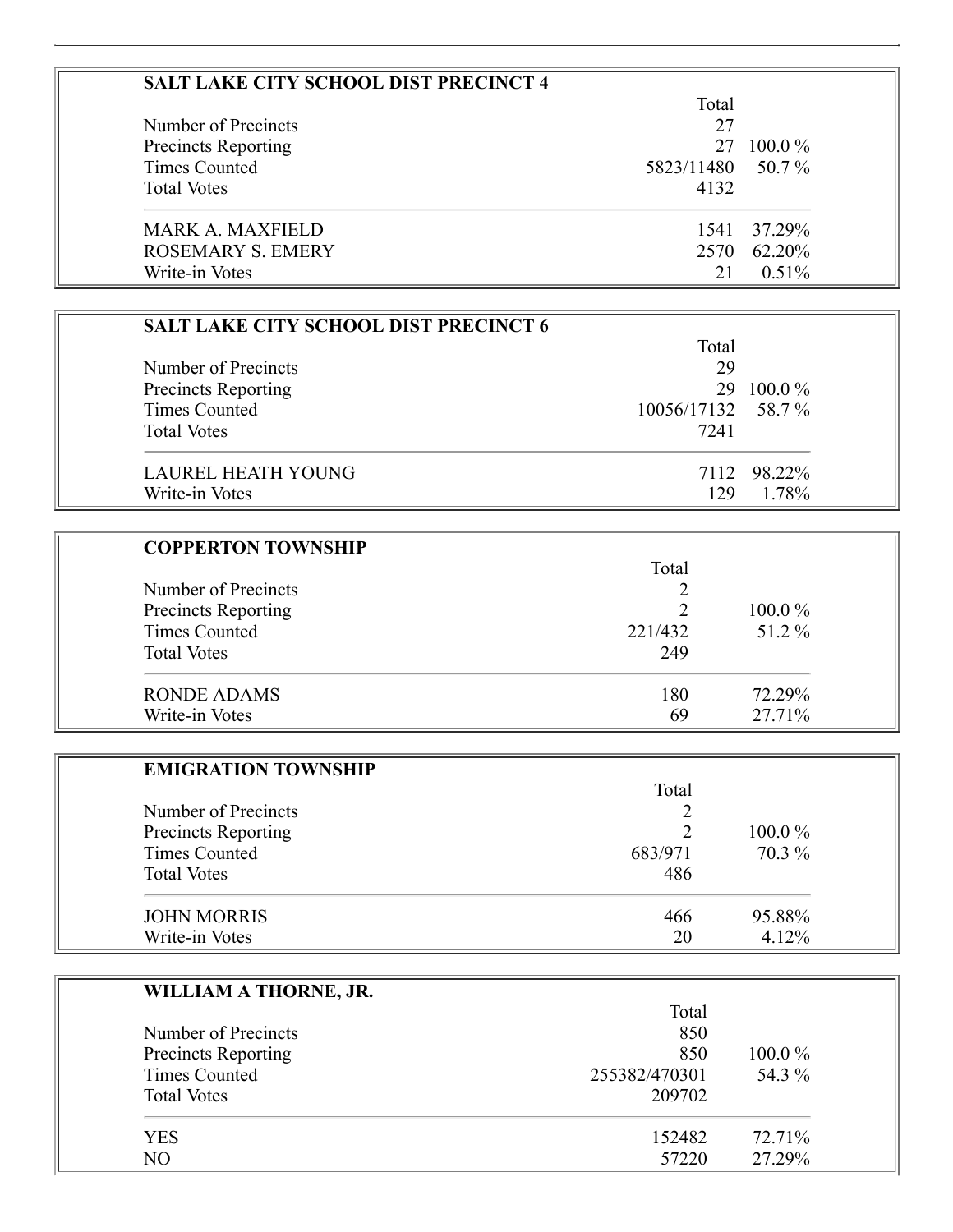## SALT LAKE CITY SCHOOL DIST PRECINCT 4

| | Total | |
|---|---|---|
| Number of Precincts | 27 | |
| Precincts Reporting | 27 | 100.0 % |
| Times Counted | 5823/11480 | 50.7 % |
| Total Votes | 4132 | |
| MARK A. MAXFIELD | 1541 | 37.29% |
| ROSEMARY S. EMERY | 2570 | 62.20% |
| Write-in Votes | 21 | 0.51% |

## SALT LAKE CITY SCHOOL DIST PRECINCT 6

| | Total | |
|---|---|---|
| Number of Precincts | 29 | |
| Precincts Reporting | 29 | 100.0 % |
| Times Counted | 10056/17132 | 58.7 % |
| Total Votes | 7241 | |
| LAUREL HEATH YOUNG | 7112 | 98.22% |
| Write-in Votes | 129 | 1.78% |

## COPPERTON TOWNSHIP

| | Total | |
|---|---|---|
| Number of Precincts | 2 | |
| Precincts Reporting | 2 | 100.0 % |
| Times Counted | 221/432 | 51.2 % |
| Total Votes | 249 | |
| RONDE ADAMS | 180 | 72.29% |
| Write-in Votes | 69 | 27.71% |

## EMIGRATION TOWNSHIP

| | Total | |
|---|---|---|
| Number of Precincts | 2 | |
| Precincts Reporting | 2 | 100.0 % |
| Times Counted | 683/971 | 70.3 % |
| Total Votes | 486 | |
| JOHN MORRIS | 466 | 95.88% |
| Write-in Votes | 20 | 4.12% |

## WILLIAM A THORNE, JR.

| | Total | |
|---|---|---|
| Number of Precincts | 850 | |
| Precincts Reporting | 850 | 100.0 % |
| Times Counted | 255382/470301 | 54.3 % |
| Total Votes | 209702 | |
| YES | 152482 | 72.71% |
| NO | 57220 | 27.29% |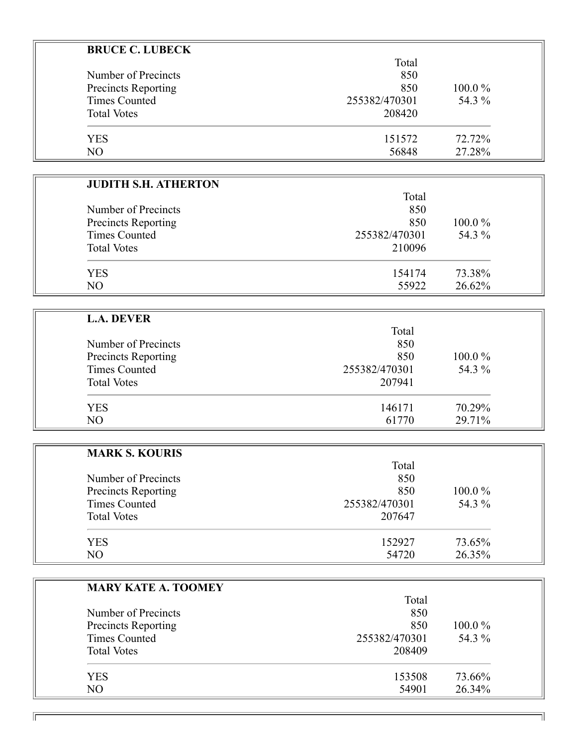**BRUCE C. LUBECK**

| | Total | |
|---|---|---|
| Number of Precincts | 850 | |
| Precincts Reporting | 850 | 100.0 % |
| Times Counted | 255382/470301 | 54.3 % |
| Total Votes | 208420 | |
| YES | 151572 | 72.72% |
| NO | 56848 | 27.28% |

**JUDITH S.H. ATHERTON**

| | Total | |
|---|---|---|
| Number of Precincts | 850 | |
| Precincts Reporting | 850 | 100.0 % |
| Times Counted | 255382/470301 | 54.3 % |
| Total Votes | 210096 | |
| YES | 154174 | 73.38% |
| NO | 55922 | 26.62% |

**L.A. DEVER**

| | Total | |
|---|---|---|
| Number of Precincts | 850 | |
| Precincts Reporting | 850 | 100.0 % |
| Times Counted | 255382/470301 | 54.3 % |
| Total Votes | 207941 | |
| YES | 146171 | 70.29% |
| NO | 61770 | 29.71% |

**MARK S. KOURIS**

| | Total | |
|---|---|---|
| Number of Precincts | 850 | |
| Precincts Reporting | 850 | 100.0 % |
| Times Counted | 255382/470301 | 54.3 % |
| Total Votes | 207647 | |
| YES | 152927 | 73.65% |
| NO | 54720 | 26.35% |

**MARY KATE A. TOOMEY**

| | Total | |
|---|---|---|
| Number of Precincts | 850 | |
| Precincts Reporting | 850 | 100.0 % |
| Times Counted | 255382/470301 | 54.3 % |
| Total Votes | 208409 | |
| YES | 153508 | 73.66% |
| NO | 54901 | 26.34% |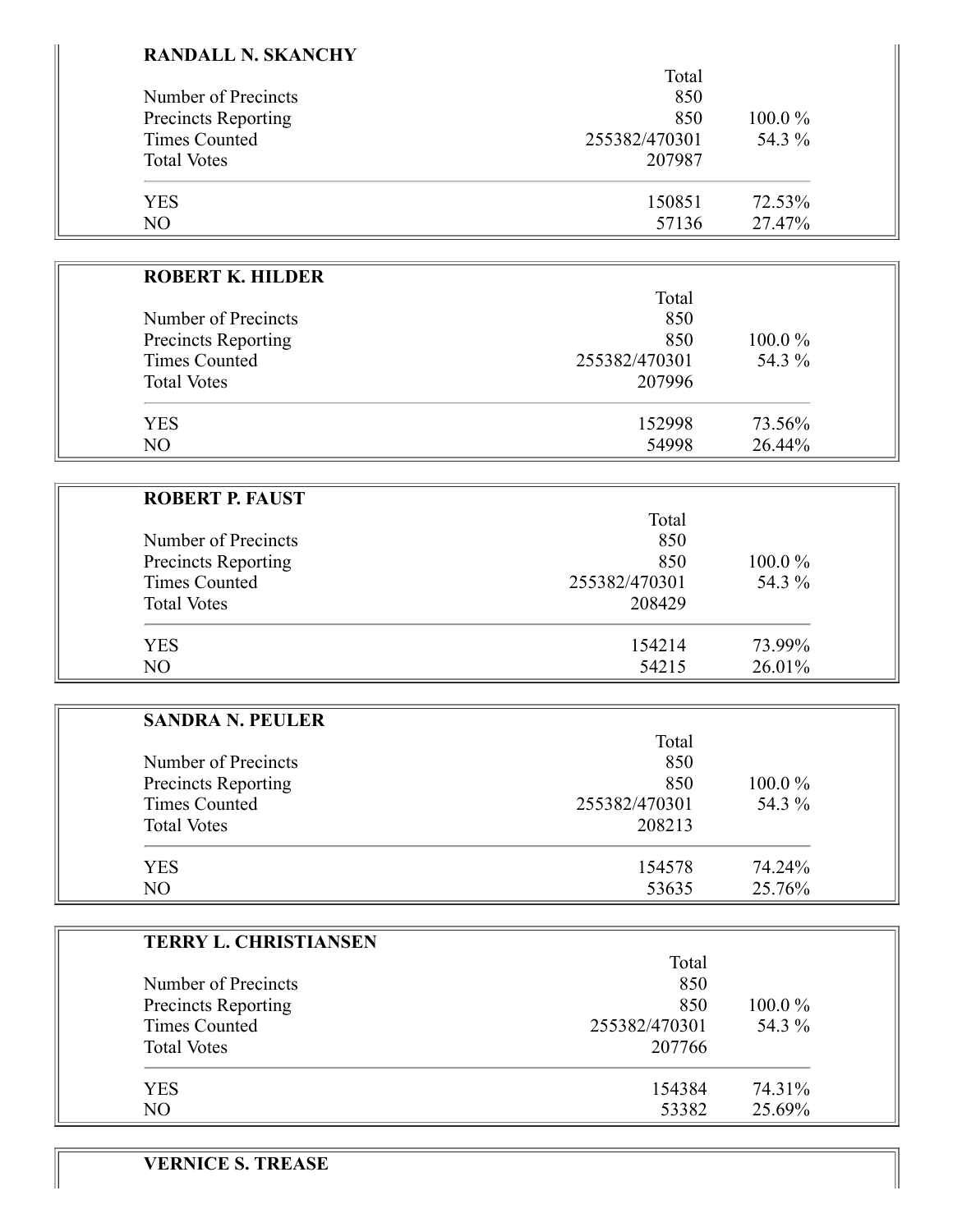**RANDALL N. SKANCHY**

| | Total | |
|---|---|---|
| Number of Precincts | 850 | |
| Precincts Reporting | 850 | 100.0 % |
| Times Counted | 255382/470301 | 54.3 % |
| Total Votes | 207987 | |
| YES | 150851 | 72.53% |
| NO | 57136 | 27.47% |

**ROBERT K. HILDER**

| | Total | |
|---|---|---|
| Number of Precincts | 850 | |
| Precincts Reporting | 850 | 100.0 % |
| Times Counted | 255382/470301 | 54.3 % |
| Total Votes | 207996 | |
| YES | 152998 | 73.56% |
| NO | 54998 | 26.44% |

**ROBERT P. FAUST**

| | Total | |
|---|---|---|
| Number of Precincts | 850 | |
| Precincts Reporting | 850 | 100.0 % |
| Times Counted | 255382/470301 | 54.3 % |
| Total Votes | 208429 | |
| YES | 154214 | 73.99% |
| NO | 54215 | 26.01% |

**SANDRA N. PEULER**

| | Total | |
|---|---|---|
| Number of Precincts | 850 | |
| Precincts Reporting | 850 | 100.0 % |
| Times Counted | 255382/470301 | 54.3 % |
| Total Votes | 208213 | |
| YES | 154578 | 74.24% |
| NO | 53635 | 25.76% |

**TERRY L. CHRISTIANSEN**

| | Total | |
|---|---|---|
| Number of Precincts | 850 | |
| Precincts Reporting | 850 | 100.0 % |
| Times Counted | 255382/470301 | 54.3 % |
| Total Votes | 207766 | |
| YES | 154384 | 74.31% |
| NO | 53382 | 25.69% |

**VERNICE S. TREASE**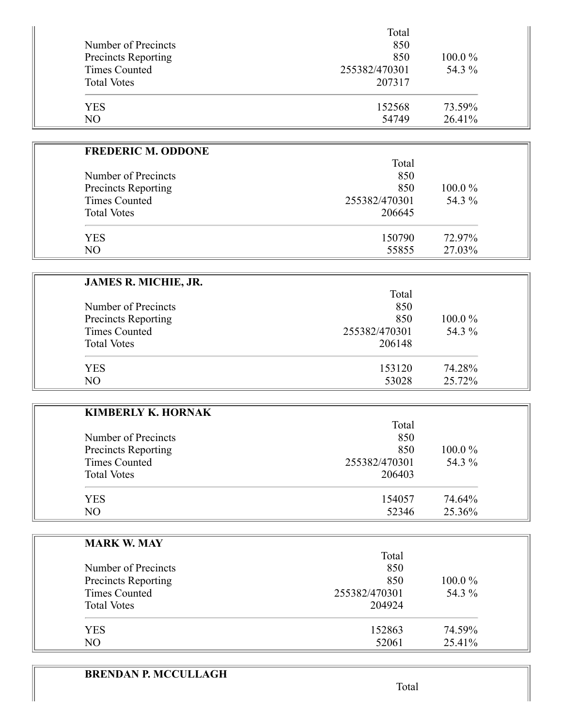| | Total | |
|---|---|---|
| Number of Precincts | 850 | |
| Precincts Reporting | 850 | 100.0 % |
| Times Counted | 255382/470301 | 54.3 % |
| Total Votes | 207317 | |
| YES | 152568 | 73.59% |
| NO | 54749 | 26.41% |

**FREDERIC M. ODDONE**

| | Total | |
|---|---|---|
| Number of Precincts | 850 | |
| Precincts Reporting | 850 | 100.0 % |
| Times Counted | 255382/470301 | 54.3 % |
| Total Votes | 206645 | |
| YES | 150790 | 72.97% |
| NO | 55855 | 27.03% |

**JAMES R. MICHIE, JR.**

| | Total | |
|---|---|---|
| Number of Precincts | 850 | |
| Precincts Reporting | 850 | 100.0 % |
| Times Counted | 255382/470301 | 54.3 % |
| Total Votes | 206148 | |
| YES | 153120 | 74.28% |
| NO | 53028 | 25.72% |

**KIMBERLY K. HORNAK**

| | Total | |
|---|---|---|
| Number of Precincts | 850 | |
| Precincts Reporting | 850 | 100.0 % |
| Times Counted | 255382/470301 | 54.3 % |
| Total Votes | 206403 | |
| YES | 154057 | 74.64% |
| NO | 52346 | 25.36% |

**MARK W. MAY**

| | Total | |
|---|---|---|
| Number of Precincts | 850 | |
| Precincts Reporting | 850 | 100.0 % |
| Times Counted | 255382/470301 | 54.3 % |
| Total Votes | 204924 | |
| YES | 152863 | 74.59% |
| NO | 52061 | 25.41% |

**BRENDAN P. MCCULLAGH**

| | Total |
|---|---|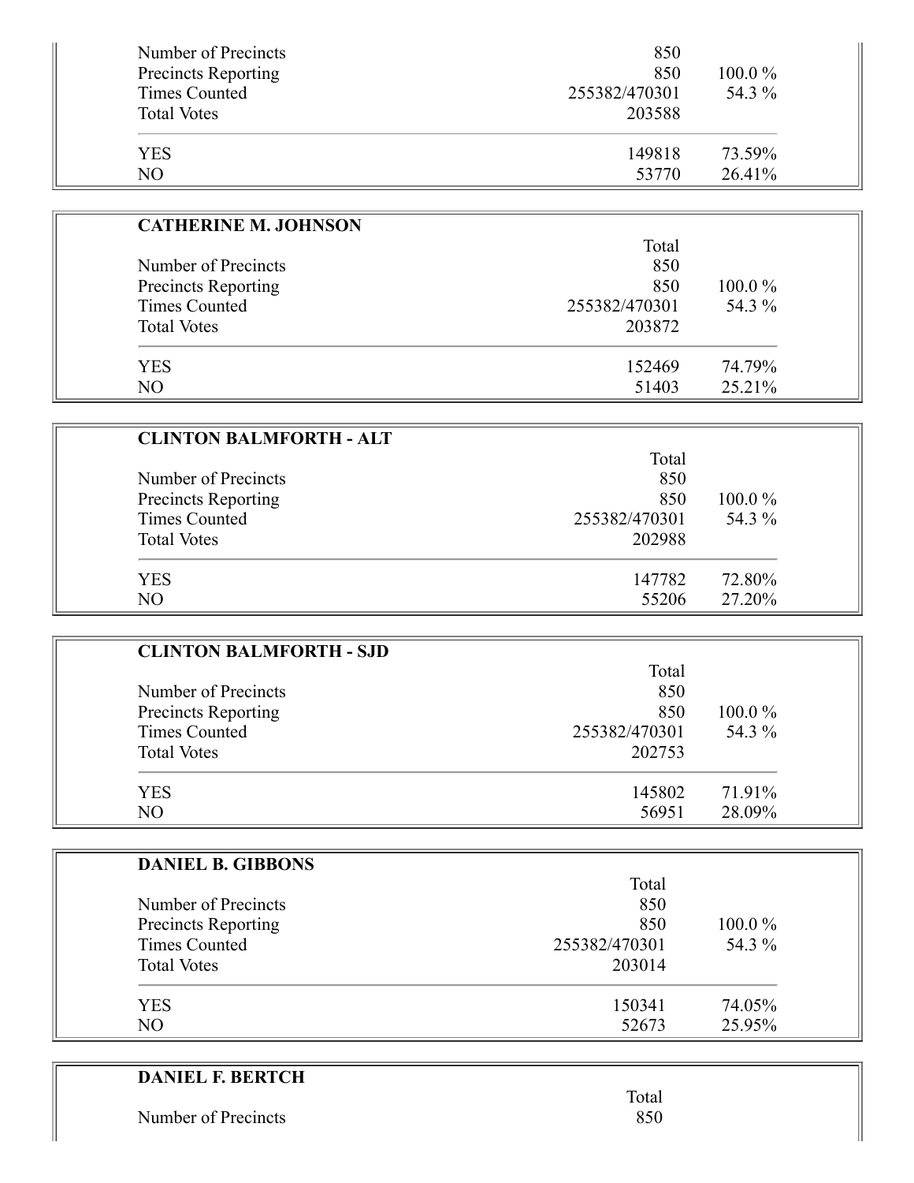| | Total | |
|---|---|---|
| Number of Precincts | 850 | |
| Precincts Reporting | 850 | 100.0 % |
| Times Counted | 255382/470301 | 54.3 % |
| Total Votes | 203588 | |
| YES | 149818 | 73.59% |
| NO | 53770 | 26.41% |

**CATHERINE M. JOHNSON**

| | Total | |
|---|---|---|
| Number of Precincts | 850 | |
| Precincts Reporting | 850 | 100.0 % |
| Times Counted | 255382/470301 | 54.3 % |
| Total Votes | 203872 | |
| YES | 152469 | 74.79% |
| NO | 51403 | 25.21% |

**CLINTON BALMFORTH - ALT**

| | Total | |
|---|---|---|
| Number of Precincts | 850 | |
| Precincts Reporting | 850 | 100.0 % |
| Times Counted | 255382/470301 | 54.3 % |
| Total Votes | 202988 | |
| YES | 147782 | 72.80% |
| NO | 55206 | 27.20% |

**CLINTON BALMFORTH - SJD**

| | Total | |
|---|---|---|
| Number of Precincts | 850 | |
| Precincts Reporting | 850 | 100.0 % |
| Times Counted | 255382/470301 | 54.3 % |
| Total Votes | 202753 | |
| YES | 145802 | 71.91% |
| NO | 56951 | 28.09% |

**DANIEL B. GIBBONS**

| | Total | |
|---|---|---|
| Number of Precincts | 850 | |
| Precincts Reporting | 850 | 100.0 % |
| Times Counted | 255382/470301 | 54.3 % |
| Total Votes | 203014 | |
| YES | 150341 | 74.05% |
| NO | 52673 | 25.95% |

**DANIEL F. BERTCH**

| | Total |
|---|---|
| Number of Precincts | 850 |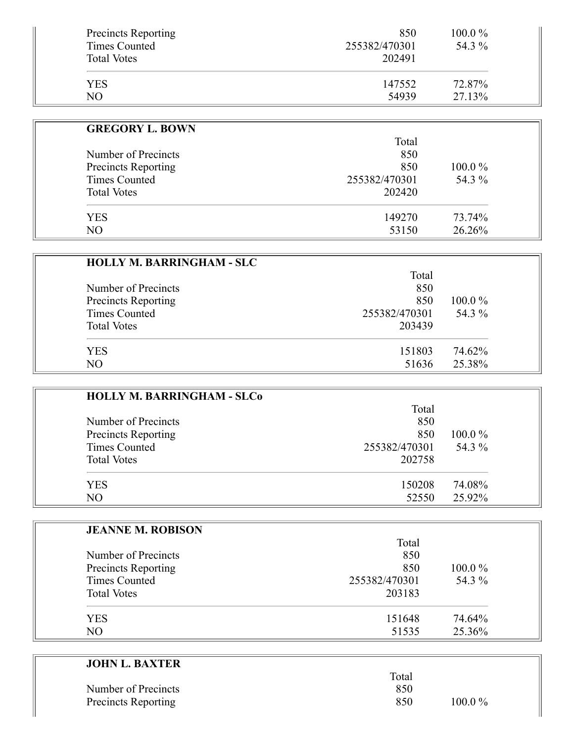| | | |
|---|---|---|
| Precincts Reporting | 850 | 100.0 % |
| Times Counted | 255382/470301 | 54.3 % |
| Total Votes | 202491 | |
| YES | 147552 | 72.87% |
| NO | 54939 | 27.13% |

**GREGORY L. BOWN**

| | Total | |
|---|---|---|
| Number of Precincts | 850 | |
| Precincts Reporting | 850 | 100.0 % |
| Times Counted | 255382/470301 | 54.3 % |
| Total Votes | 202420 | |
| YES | 149270 | 73.74% |
| NO | 53150 | 26.26% |

**HOLLY M. BARRINGHAM - SLC**

| | Total | |
|---|---|---|
| Number of Precincts | 850 | |
| Precincts Reporting | 850 | 100.0 % |
| Times Counted | 255382/470301 | 54.3 % |
| Total Votes | 203439 | |
| YES | 151803 | 74.62% |
| NO | 51636 | 25.38% |

**HOLLY M. BARRINGHAM - SLCo**

| | Total | |
|---|---|---|
| Number of Precincts | 850 | |
| Precincts Reporting | 850 | 100.0 % |
| Times Counted | 255382/470301 | 54.3 % |
| Total Votes | 202758 | |
| YES | 150208 | 74.08% |
| NO | 52550 | 25.92% |

**JEANNE M. ROBISON**

| | Total | |
|---|---|---|
| Number of Precincts | 850 | |
| Precincts Reporting | 850 | 100.0 % |
| Times Counted | 255382/470301 | 54.3 % |
| Total Votes | 203183 | |
| YES | 151648 | 74.64% |
| NO | 51535 | 25.36% |

**JOHN L. BAXTER**

| | Total | |
|---|---|---|
| Number of Precincts | 850 | |
| Precincts Reporting | 850 | 100.0 % |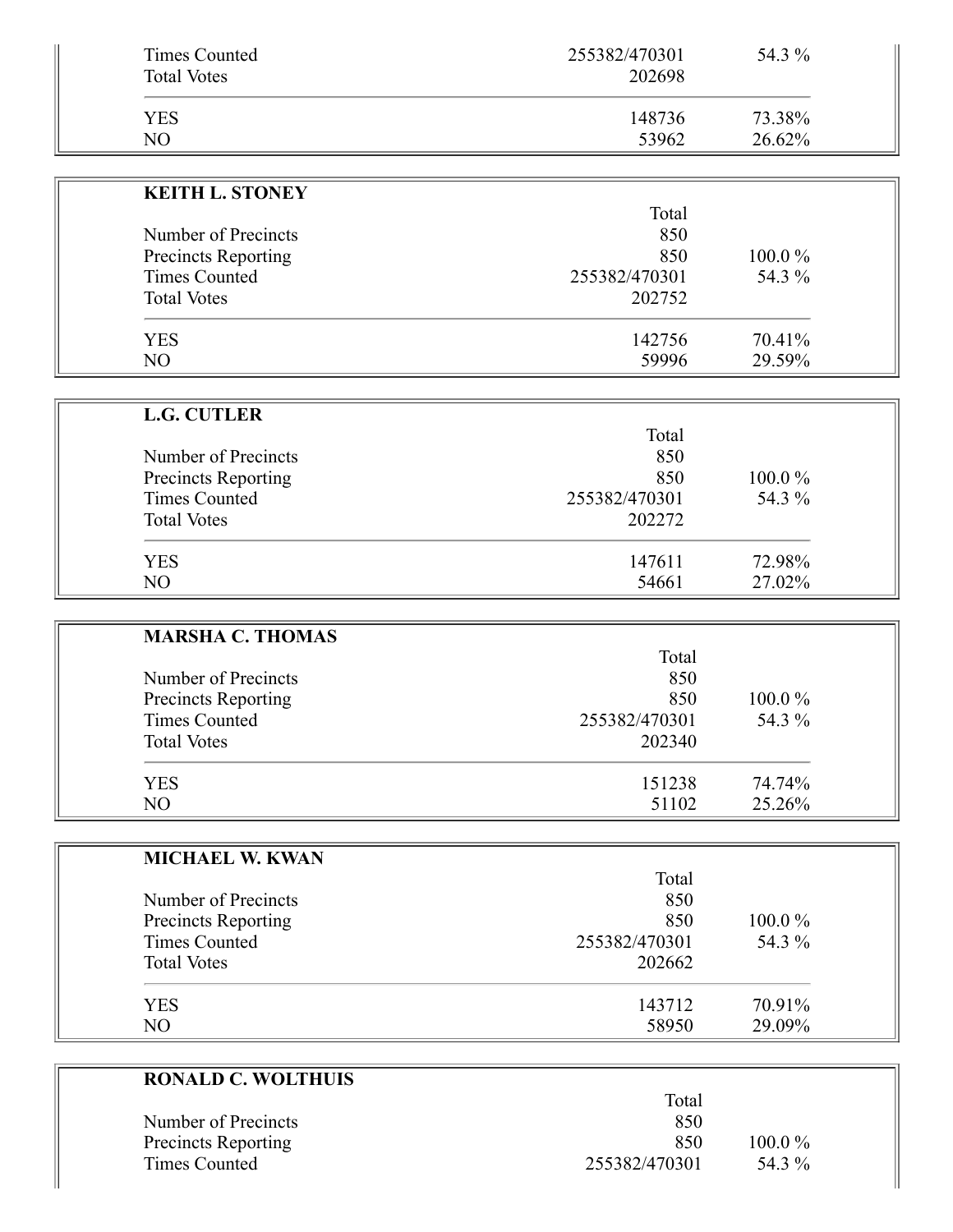| | | |
|---|---|---|
| Times Counted | 255382/470301 | 54.3 % |
| Total Votes | 202698 | |
| YES | 148736 | 73.38% |
| NO | 53962 | 26.62% |

**KEITH L. STONEY**

| | Total | |
|---|---|---|
| Number of Precincts | 850 | |
| Precincts Reporting | 850 | 100.0 % |
| Times Counted | 255382/470301 | 54.3 % |
| Total Votes | 202752 | |
| YES | 142756 | 70.41% |
| NO | 59996 | 29.59% |

**L.G. CUTLER**

| | Total | |
|---|---|---|
| Number of Precincts | 850 | |
| Precincts Reporting | 850 | 100.0 % |
| Times Counted | 255382/470301 | 54.3 % |
| Total Votes | 202272 | |
| YES | 147611 | 72.98% |
| NO | 54661 | 27.02% |

**MARSHA C. THOMAS**

| | Total | |
|---|---|---|
| Number of Precincts | 850 | |
| Precincts Reporting | 850 | 100.0 % |
| Times Counted | 255382/470301 | 54.3 % |
| Total Votes | 202340 | |
| YES | 151238 | 74.74% |
| NO | 51102 | 25.26% |

**MICHAEL W. KWAN**

| | Total | |
|---|---|---|
| Number of Precincts | 850 | |
| Precincts Reporting | 850 | 100.0 % |
| Times Counted | 255382/470301 | 54.3 % |
| Total Votes | 202662 | |
| YES | 143712 | 70.91% |
| NO | 58950 | 29.09% |

**RONALD C. WOLTHUIS**

| | Total | |
|---|---|---|
| Number of Precincts | 850 | |
| Precincts Reporting | 850 | 100.0 % |
| Times Counted | 255382/470301 | 54.3 % |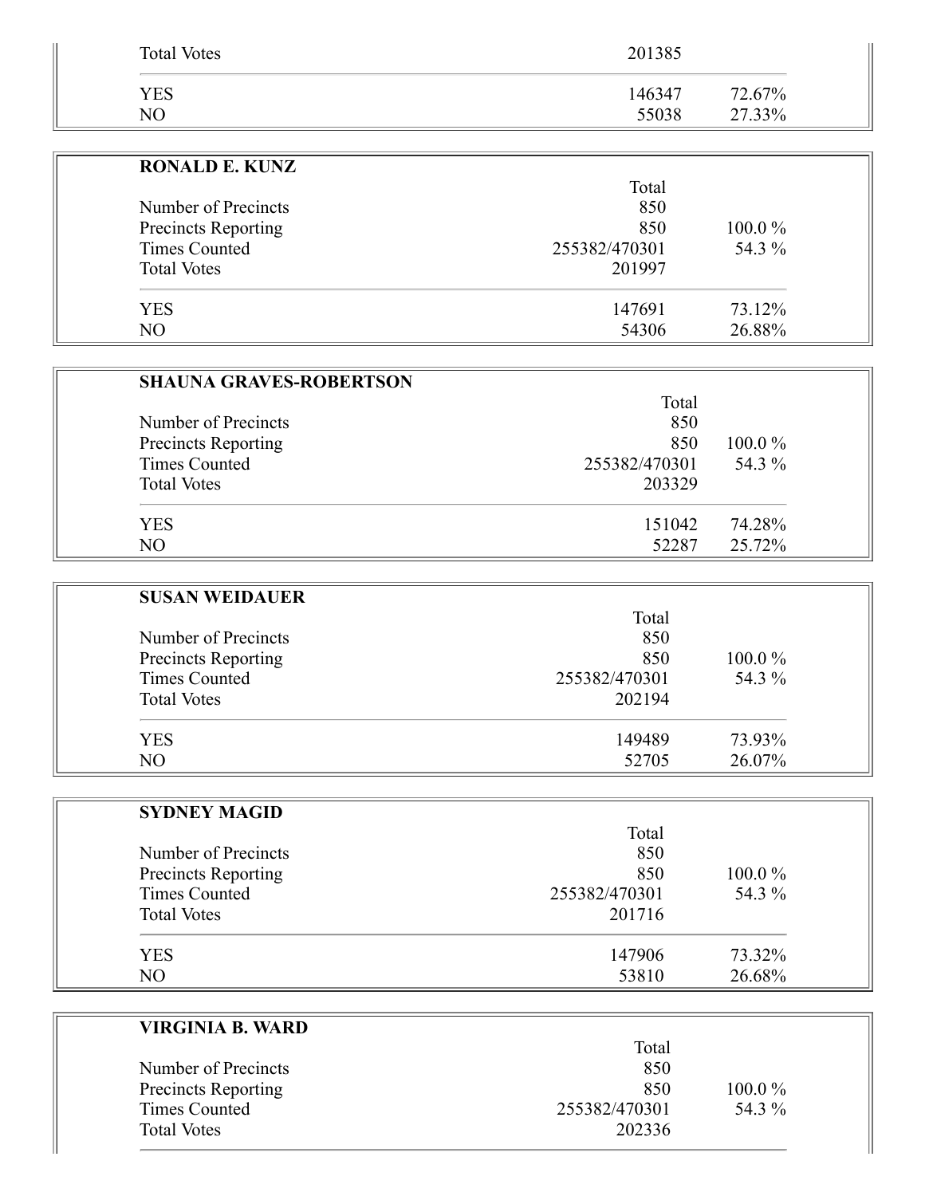| | Total | |
|---|---|---|
| Total Votes | 201385 | |
| YES | 146347 | 72.67% |
| NO | 55038 | 27.33% |

**RONALD E. KUNZ**

| | Total | |
|---|---|---|
| Number of Precincts | 850 | |
| Precincts Reporting | 850 | 100.0 % |
| Times Counted | 255382/470301 | 54.3 % |
| Total Votes | 201997 | |
| YES | 147691 | 73.12% |
| NO | 54306 | 26.88% |

**SHAUNA GRAVES-ROBERTSON**

| | Total | |
|---|---|---|
| Number of Precincts | 850 | |
| Precincts Reporting | 850 | 100.0 % |
| Times Counted | 255382/470301 | 54.3 % |
| Total Votes | 203329 | |
| YES | 151042 | 74.28% |
| NO | 52287 | 25.72% |

**SUSAN WEIDAUER**

| | Total | |
|---|---|---|
| Number of Precincts | 850 | |
| Precincts Reporting | 850 | 100.0 % |
| Times Counted | 255382/470301 | 54.3 % |
| Total Votes | 202194 | |
| YES | 149489 | 73.93% |
| NO | 52705 | 26.07% |

**SYDNEY MAGID**

| | Total | |
|---|---|---|
| Number of Precincts | 850 | |
| Precincts Reporting | 850 | 100.0 % |
| Times Counted | 255382/470301 | 54.3 % |
| Total Votes | 201716 | |
| YES | 147906 | 73.32% |
| NO | 53810 | 26.68% |

**VIRGINIA B. WARD**

| | Total | |
|---|---|---|
| Number of Precincts | 850 | |
| Precincts Reporting | 850 | 100.0 % |
| Times Counted | 255382/470301 | 54.3 % |
| Total Votes | 202336 | |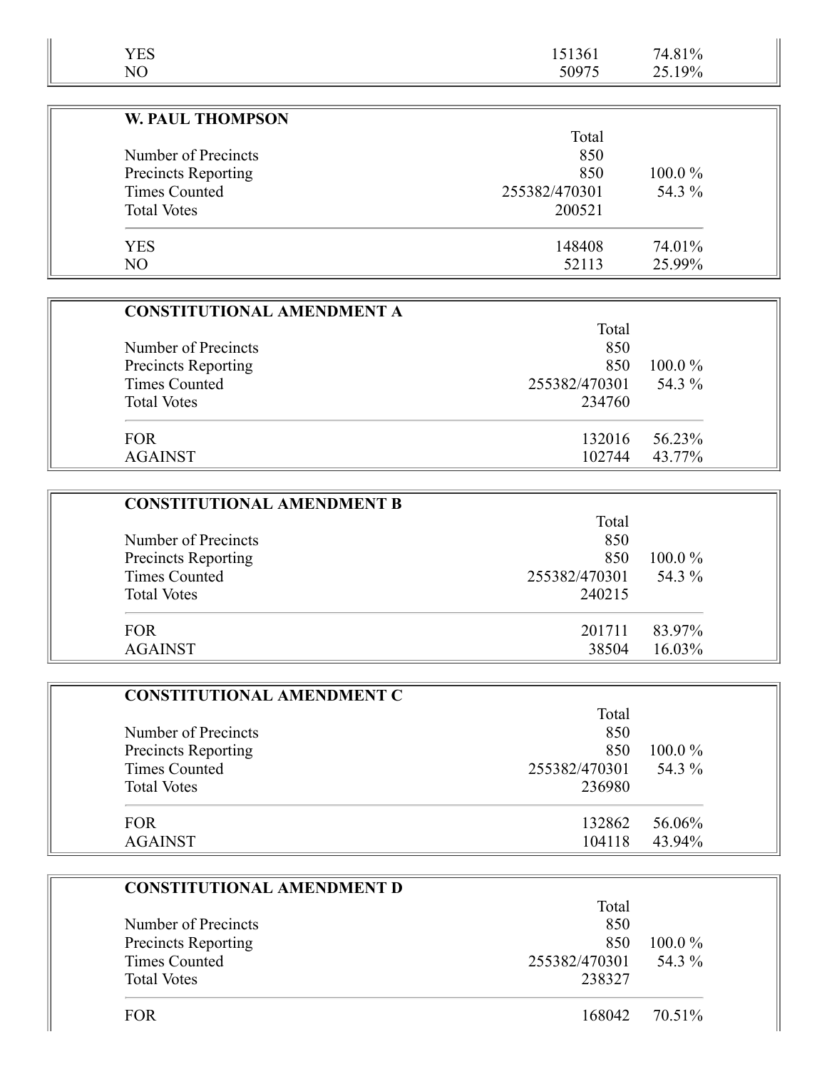| | | |
|---|---|---|
| YES | 151361 | 74.81% |
| NO | 50975 | 25.19% |

**W. PAUL THOMPSON**

| | Total | |
|---|---|---|
| Number of Precincts | 850 | |
| Precincts Reporting | 850 | 100.0 % |
| Times Counted | 255382/470301 | 54.3 % |
| Total Votes | 200521 | |
| YES | 148408 | 74.01% |
| NO | 52113 | 25.99% |

**CONSTITUTIONAL AMENDMENT A**

| | Total | |
|---|---|---|
| Number of Precincts | 850 | |
| Precincts Reporting | 850 | 100.0 % |
| Times Counted | 255382/470301 | 54.3 % |
| Total Votes | 234760 | |
| FOR | 132016 | 56.23% |
| AGAINST | 102744 | 43.77% |

**CONSTITUTIONAL AMENDMENT B**

| | Total | |
|---|---|---|
| Number of Precincts | 850 | |
| Precincts Reporting | 850 | 100.0 % |
| Times Counted | 255382/470301 | 54.3 % |
| Total Votes | 240215 | |
| FOR | 201711 | 83.97% |
| AGAINST | 38504 | 16.03% |

**CONSTITUTIONAL AMENDMENT C**

| | Total | |
|---|---|---|
| Number of Precincts | 850 | |
| Precincts Reporting | 850 | 100.0 % |
| Times Counted | 255382/470301 | 54.3 % |
| Total Votes | 236980 | |
| FOR | 132862 | 56.06% |
| AGAINST | 104118 | 43.94% |

**CONSTITUTIONAL AMENDMENT D**

| | Total | |
|---|---|---|
| Number of Precincts | 850 | |
| Precincts Reporting | 850 | 100.0 % |
| Times Counted | 255382/470301 | 54.3 % |
| Total Votes | 238327 | |
| FOR | 168042 | 70.51% |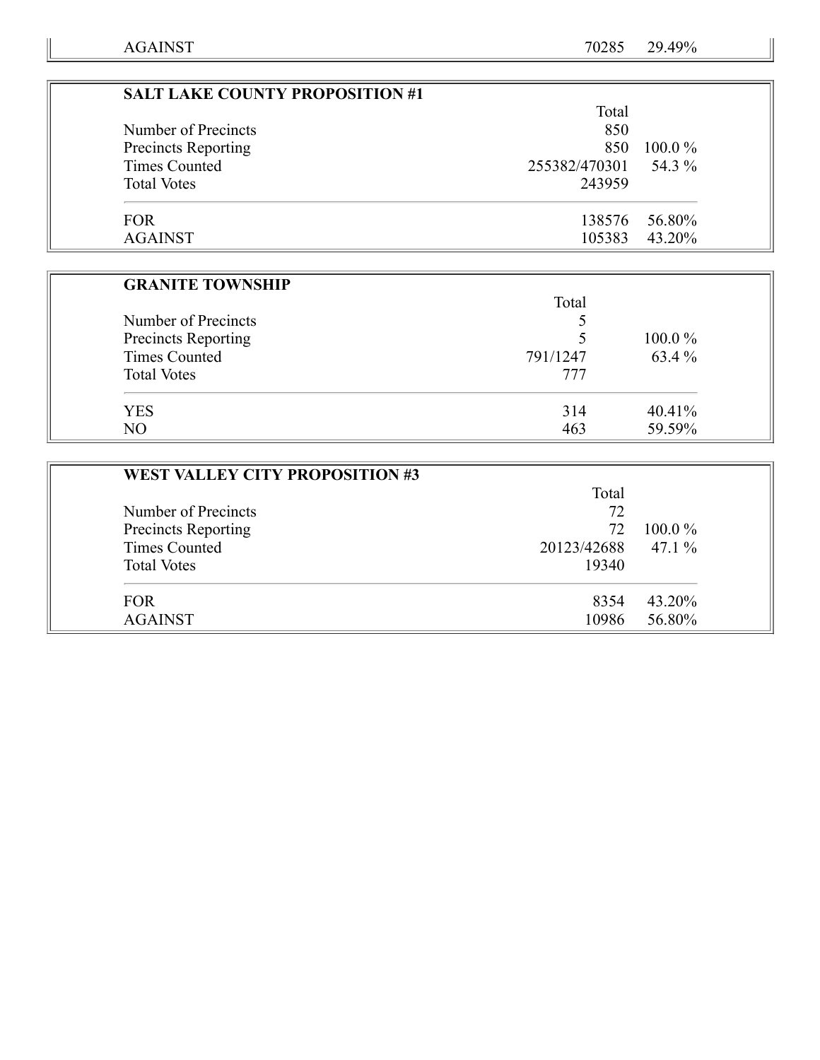| | | |
|---|---|---|
| AGAINST | 70285 | 29.49% |

**SALT LAKE COUNTY PROPOSITION #1**

| | Total | |
|---|---|---|
| Number of Precincts | 850 | |
| Precincts Reporting | 850 | 100.0 % |
| Times Counted | 255382/470301 | 54.3 % |
| Total Votes | 243959 | |
| FOR | 138576 | 56.80% |
| AGAINST | 105383 | 43.20% |

**GRANITE TOWNSHIP**

| | Total | |
|---|---|---|
| Number of Precincts | 5 | |
| Precincts Reporting | 5 | 100.0 % |
| Times Counted | 791/1247 | 63.4 % |
| Total Votes | 777 | |
| YES | 314 | 40.41% |
| NO | 463 | 59.59% |

**WEST VALLEY CITY PROPOSITION #3**

| | Total | |
|---|---|---|
| Number of Precincts | 72 | |
| Precincts Reporting | 72 | 100.0 % |
| Times Counted | 20123/42688 | 47.1 % |
| Total Votes | 19340 | |
| FOR | 8354 | 43.20% |
| AGAINST | 10986 | 56.80% |